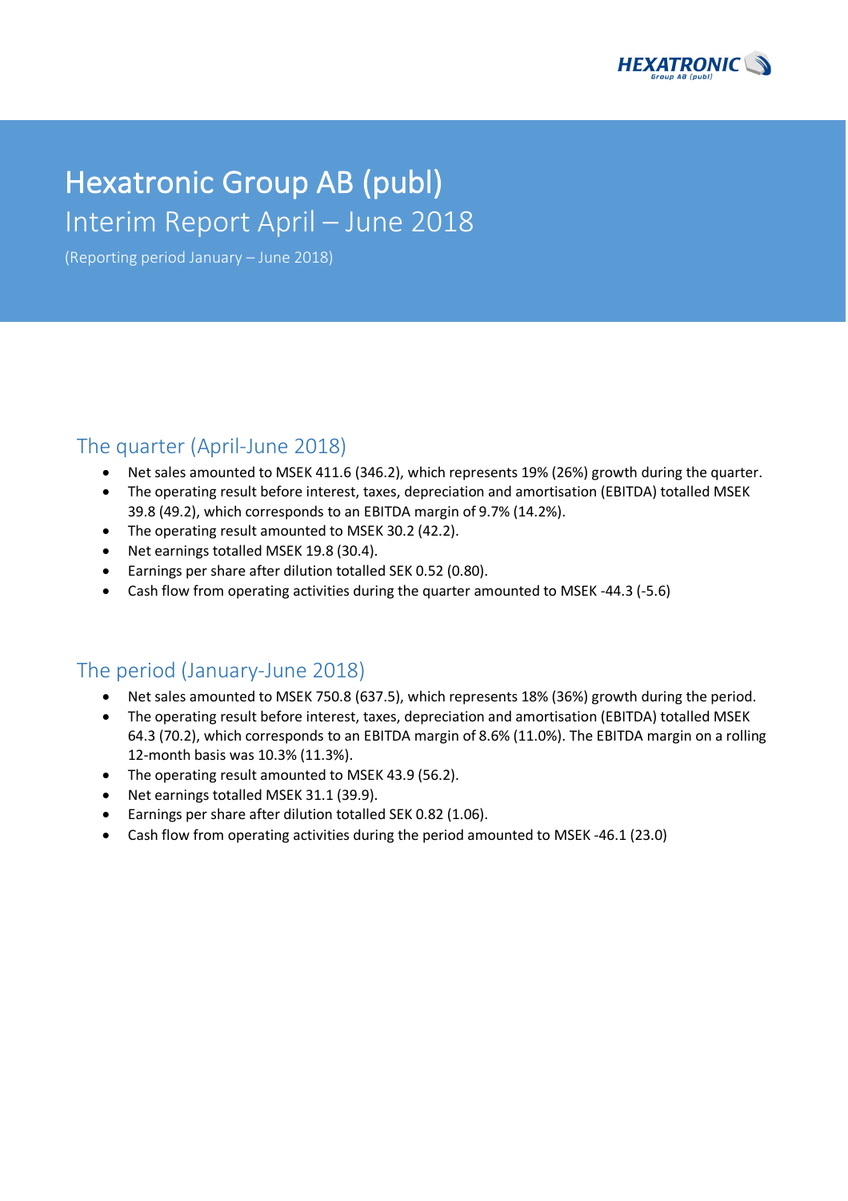# Hexatronic Group AB (publ)

## Interim Report April – June 2018

(Reporting period January – June 2018)

## The quarter (April-June 2018)

- Net sales amounted to MSEK 411.6 (346.2), which represents 19% (26%) growth during the quarter.
- The operating result before interest, taxes, depreciation and amortisation (EBITDA) totalled MSEK 39.8 (49.2), which corresponds to an EBITDA margin of 9.7% (14.2%).
- The operating result amounted to MSEK 30.2 (42.2).
- Net earnings totalled MSEK 19.8 (30.4).
- Earnings per share after dilution totalled SEK 0.52 (0.80).
- Cash flow from operating activities during the quarter amounted to MSEK -44.3 (-5.6)

## The period (January-June 2018)

- Net sales amounted to MSEK 750.8 (637.5), which represents 18% (36%) growth during the period.
- The operating result before interest, taxes, depreciation and amortisation (EBITDA) totalled MSEK 64.3 (70.2), which corresponds to an EBITDA margin of 8.6% (11.0%). The EBITDA margin on a rolling 12-month basis was 10.3% (11.3%).
- The operating result amounted to MSEK 43.9 (56.2).
- Net earnings totalled MSEK 31.1 (39.9).
- Earnings per share after dilution totalled SEK 0.82 (1.06).
- Cash flow from operating activities during the period amounted to MSEK -46.1 (23.0)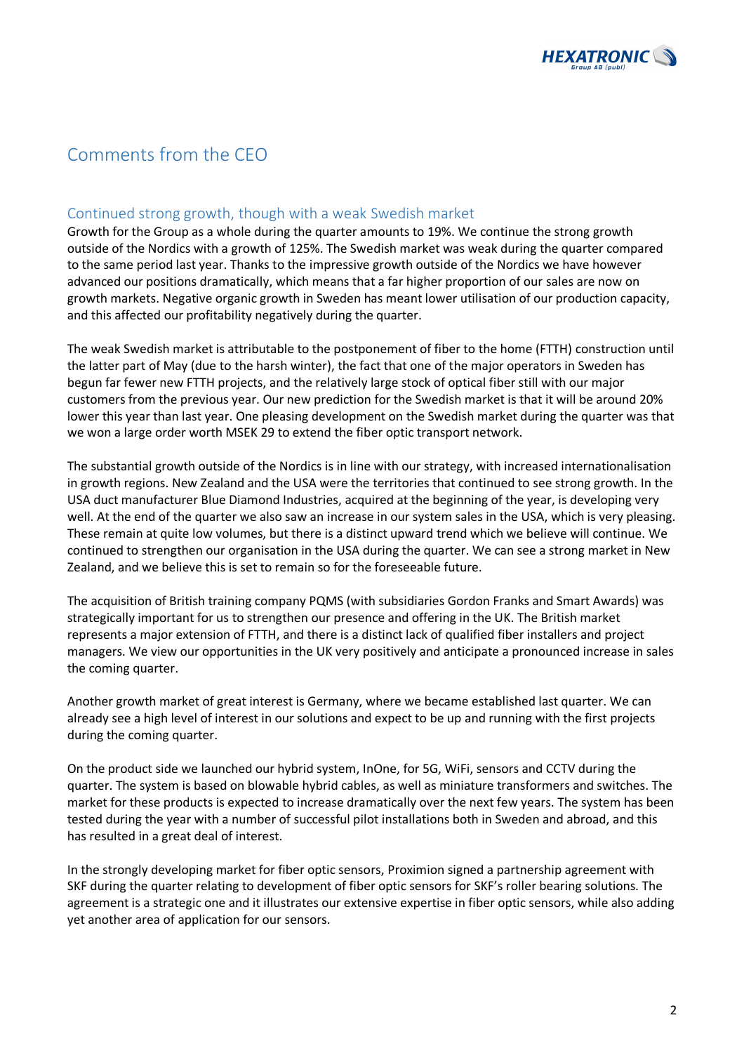# Comments from the CEO

## Continued strong growth, though with a weak Swedish market

Growth for the Group as a whole during the quarter amounts to 19%. We continue the strong growth outside of the Nordics with a growth of 125%. The Swedish market was weak during the quarter compared to the same period last year. Thanks to the impressive growth outside of the Nordics we have however advanced our positions dramatically, which means that a far higher proportion of our sales are now on growth markets. Negative organic growth in Sweden has meant lower utilisation of our production capacity, and this affected our profitability negatively during the quarter.

The weak Swedish market is attributable to the postponement of fiber to the home (FTTH) construction until the latter part of May (due to the harsh winter), the fact that one of the major operators in Sweden has begun far fewer new FTTH projects, and the relatively large stock of optical fiber still with our major customers from the previous year. Our new prediction for the Swedish market is that it will be around 20% lower this year than last year. One pleasing development on the Swedish market during the quarter was that we won a large order worth MSEK 29 to extend the fiber optic transport network.

The substantial growth outside of the Nordics is in line with our strategy, with increased internationalisation in growth regions. New Zealand and the USA were the territories that continued to see strong growth. In the USA duct manufacturer Blue Diamond Industries, acquired at the beginning of the year, is developing very well. At the end of the quarter we also saw an increase in our system sales in the USA, which is very pleasing. These remain at quite low volumes, but there is a distinct upward trend which we believe will continue. We continued to strengthen our organisation in the USA during the quarter. We can see a strong market in New Zealand, and we believe this is set to remain so for the foreseeable future.

The acquisition of British training company PQMS (with subsidiaries Gordon Franks and Smart Awards) was strategically important for us to strengthen our presence and offering in the UK. The British market represents a major extension of FTTH, and there is a distinct lack of qualified fiber installers and project managers. We view our opportunities in the UK very positively and anticipate a pronounced increase in sales the coming quarter.

Another growth market of great interest is Germany, where we became established last quarter. We can already see a high level of interest in our solutions and expect to be up and running with the first projects during the coming quarter.

On the product side we launched our hybrid system, InOne, for 5G, WiFi, sensors and CCTV during the quarter. The system is based on blowable hybrid cables, as well as miniature transformers and switches. The market for these products is expected to increase dramatically over the next few years. The system has been tested during the year with a number of successful pilot installations both in Sweden and abroad, and this has resulted in a great deal of interest.

In the strongly developing market for fiber optic sensors, Proximion signed a partnership agreement with SKF during the quarter relating to development of fiber optic sensors for SKF's roller bearing solutions. The agreement is a strategic one and it illustrates our extensive expertise in fiber optic sensors, while also adding yet another area of application for our sensors.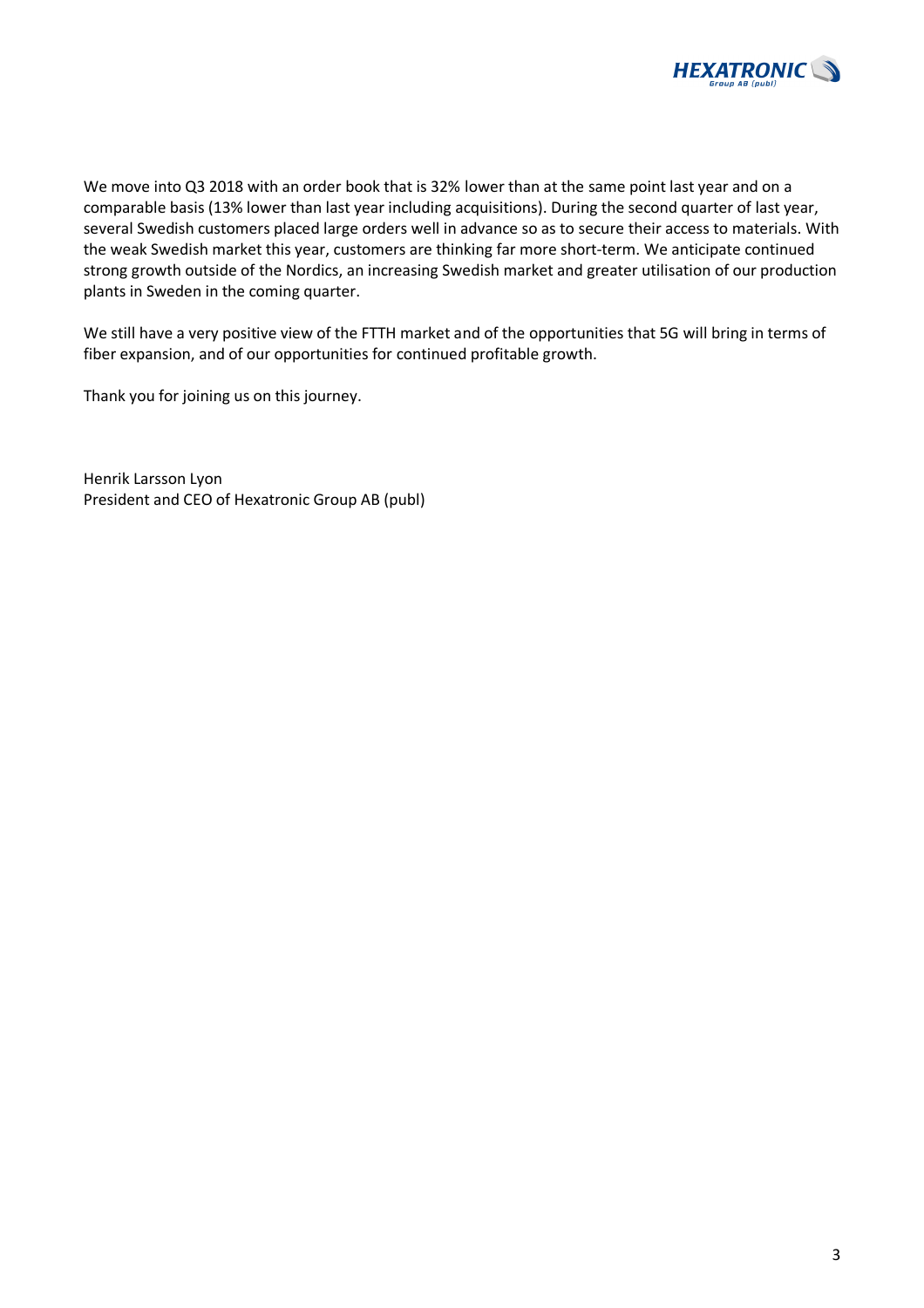We move into Q3 2018 with an order book that is 32% lower than at the same point last year and on a comparable basis (13% lower than last year including acquisitions). During the second quarter of last year, several Swedish customers placed large orders well in advance so as to secure their access to materials. With the weak Swedish market this year, customers are thinking far more short-term. We anticipate continued strong growth outside of the Nordics, an increasing Swedish market and greater utilisation of our production plants in Sweden in the coming quarter.

We still have a very positive view of the FTTH market and of the opportunities that 5G will bring in terms of fiber expansion, and of our opportunities for continued profitable growth.

Thank you for joining us on this journey.

Henrik Larsson Lyon
President and CEO of Hexatronic Group AB (publ)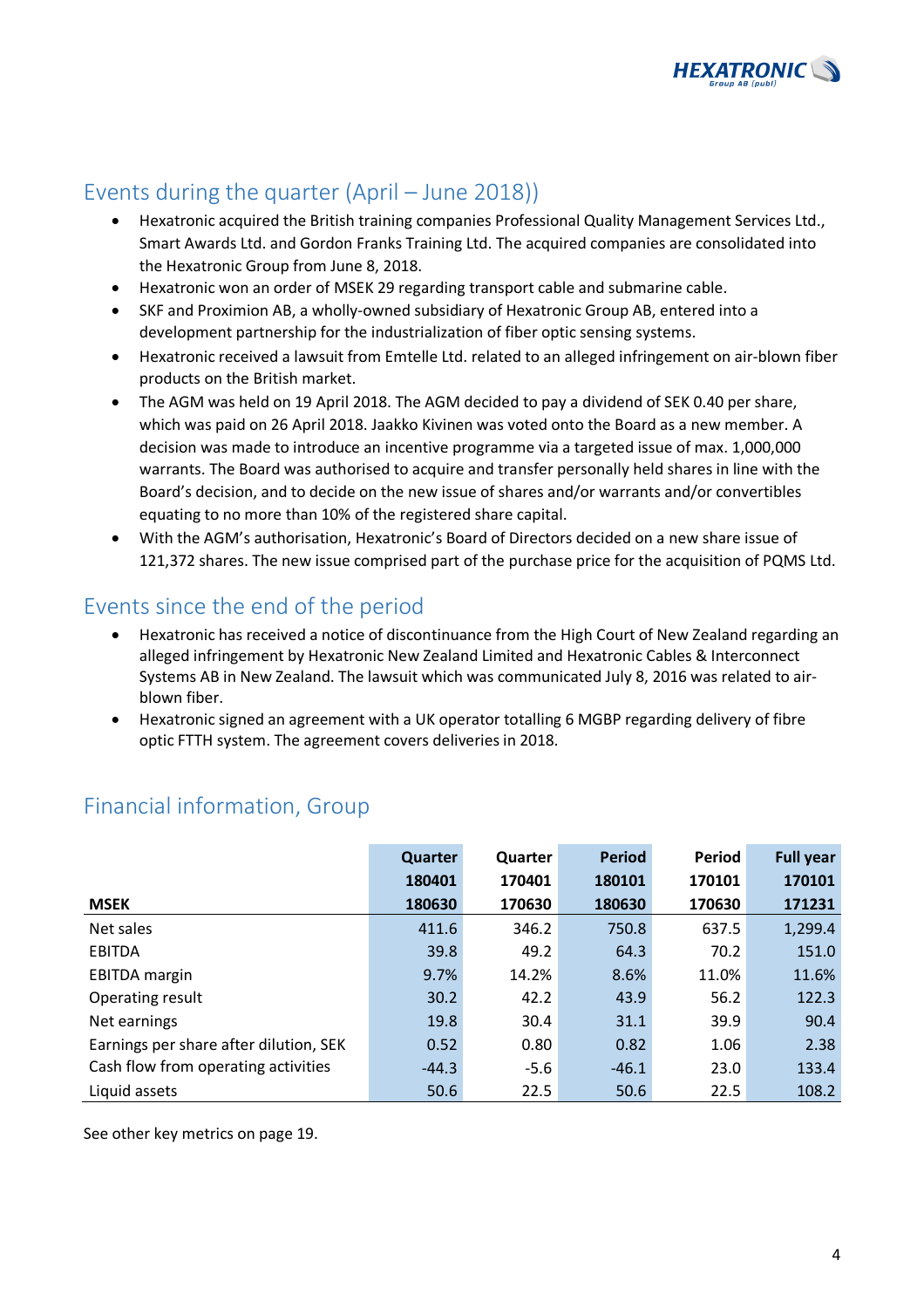## Events during the quarter (April – June 2018))

- Hexatronic acquired the British training companies Professional Quality Management Services Ltd., Smart Awards Ltd. and Gordon Franks Training Ltd. The acquired companies are consolidated into the Hexatronic Group from June 8, 2018.
- Hexatronic won an order of MSEK 29 regarding transport cable and submarine cable.
- SKF and Proximion AB, a wholly-owned subsidiary of Hexatronic Group AB, entered into a development partnership for the industrialization of fiber optic sensing systems.
- Hexatronic received a lawsuit from Emtelle Ltd. related to an alleged infringement on air-blown fiber products on the British market.
- The AGM was held on 19 April 2018. The AGM decided to pay a dividend of SEK 0.40 per share, which was paid on 26 April 2018. Jaakko Kivinen was voted onto the Board as a new member. A decision was made to introduce an incentive programme via a targeted issue of max. 1,000,000 warrants. The Board was authorised to acquire and transfer personally held shares in line with the Board's decision, and to decide on the new issue of shares and/or warrants and/or convertibles equating to no more than 10% of the registered share capital.
- With the AGM's authorisation, Hexatronic's Board of Directors decided on a new share issue of 121,372 shares. The new issue comprised part of the purchase price for the acquisition of PQMS Ltd.

## Events since the end of the period

- Hexatronic has received a notice of discontinuance from the High Court of New Zealand regarding an alleged infringement by Hexatronic New Zealand Limited and Hexatronic Cables & Interconnect Systems AB in New Zealand. The lawsuit which was communicated July 8, 2016 was related to air-blown fiber.
- Hexatronic signed an agreement with a UK operator totalling 6 MGBP regarding delivery of fibre optic FTTH system. The agreement covers deliveries in 2018.

## Financial information, Group

| MSEK | Quarter 180401 180630 | Quarter 170401 170630 | Period 180101 180630 | Period 170101 170630 | Full year 170101 171231 |
|---|---|---|---|---|---|
| Net sales | 411.6 | 346.2 | 750.8 | 637.5 | 1,299.4 |
| EBITDA | 39.8 | 49.2 | 64.3 | 70.2 | 151.0 |
| EBITDA margin | 9.7% | 14.2% | 8.6% | 11.0% | 11.6% |
| Operating result | 30.2 | 42.2 | 43.9 | 56.2 | 122.3 |
| Net earnings | 19.8 | 30.4 | 31.1 | 39.9 | 90.4 |
| Earnings per share after dilution, SEK | 0.52 | 0.80 | 0.82 | 1.06 | 2.38 |
| Cash flow from operating activities | -44.3 | -5.6 | -46.1 | 23.0 | 133.4 |
| Liquid assets | 50.6 | 22.5 | 50.6 | 22.5 | 108.2 |

See other key metrics on page 19.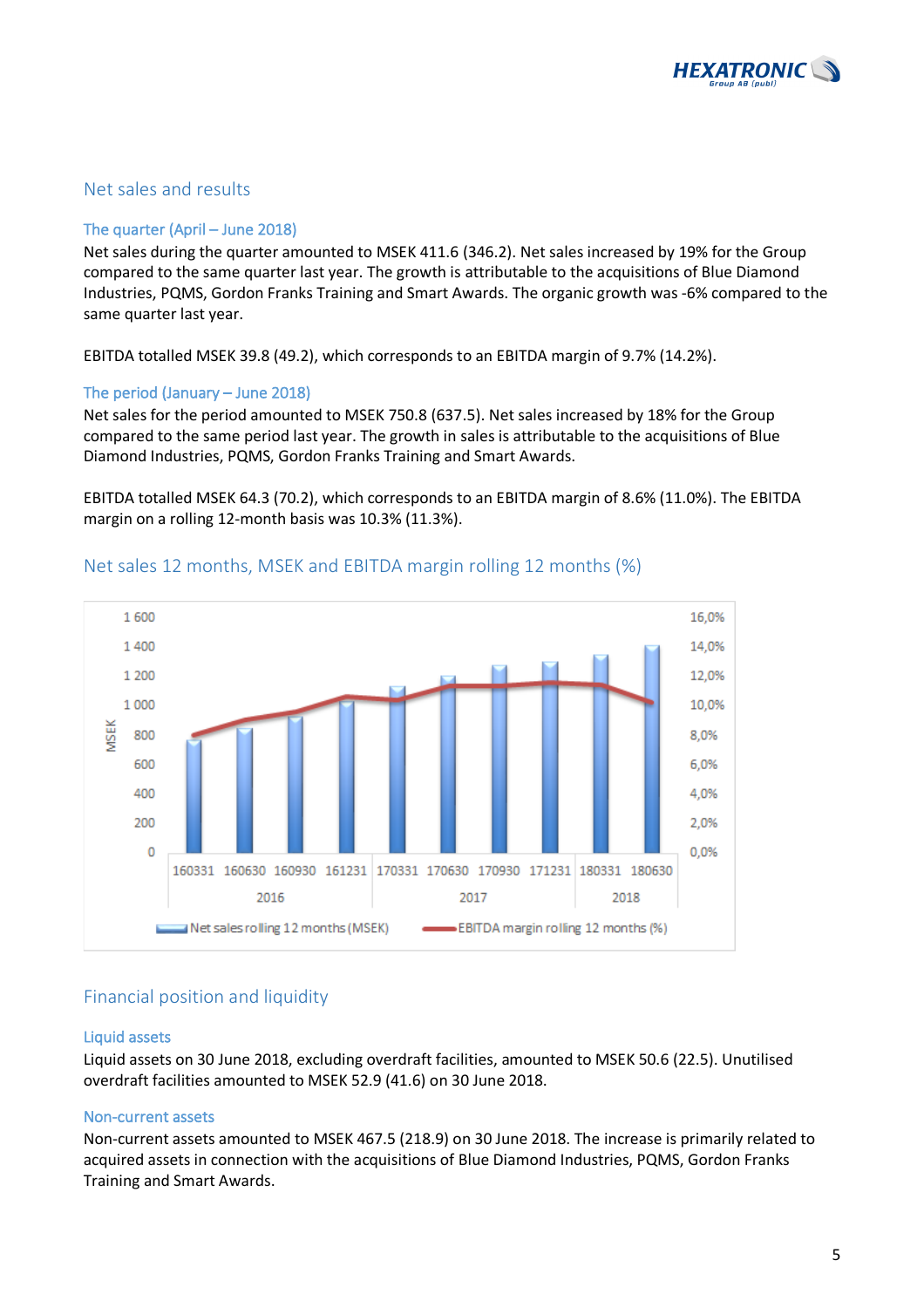## Net sales and results

### The quarter (April – June 2018)

Net sales during the quarter amounted to MSEK 411.6 (346.2). Net sales increased by 19% for the Group compared to the same quarter last year. The growth is attributable to the acquisitions of Blue Diamond Industries, PQMS, Gordon Franks Training and Smart Awards. The organic growth was -6% compared to the same quarter last year.

EBITDA totalled MSEK 39.8 (49.2), which corresponds to an EBITDA margin of 9.7% (14.2%).

### The period (January – June 2018)

Net sales for the period amounted to MSEK 750.8 (637.5). Net sales increased by 18% for the Group compared to the same period last year. The growth in sales is attributable to the acquisitions of Blue Diamond Industries, PQMS, Gordon Franks Training and Smart Awards.

EBITDA totalled MSEK 64.3 (70.2), which corresponds to an EBITDA margin of 8.6% (11.0%). The EBITDA margin on a rolling 12-month basis was 10.3% (11.3%).

### Net sales 12 months, MSEK and EBITDA margin rolling 12 months (%)

MSEK: 0, 200, 400, 600, 800, 1 000, 1 200, 1 400, 1 600

0,0%, 2,0%, 4,0%, 6,0%, 8,0%, 10,0%, 12,0%, 14,0%, 16,0%

160331 160630 160930 161231 | 170331 170630 170930 171231 | 180331 180630

2016 | 2017 | 2018

Net sales rolling 12 months (MSEK) — EBITDA margin rolling 12 months (%)

## Financial position and liquidity

### Liquid assets

Liquid assets on 30 June 2018, excluding overdraft facilities, amounted to MSEK 50.6 (22.5). Unutilised overdraft facilities amounted to MSEK 52.9 (41.6) on 30 June 2018.

### Non-current assets

Non-current assets amounted to MSEK 467.5 (218.9) on 30 June 2018. The increase is primarily related to acquired assets in connection with the acquisitions of Blue Diamond Industries, PQMS, Gordon Franks Training and Smart Awards.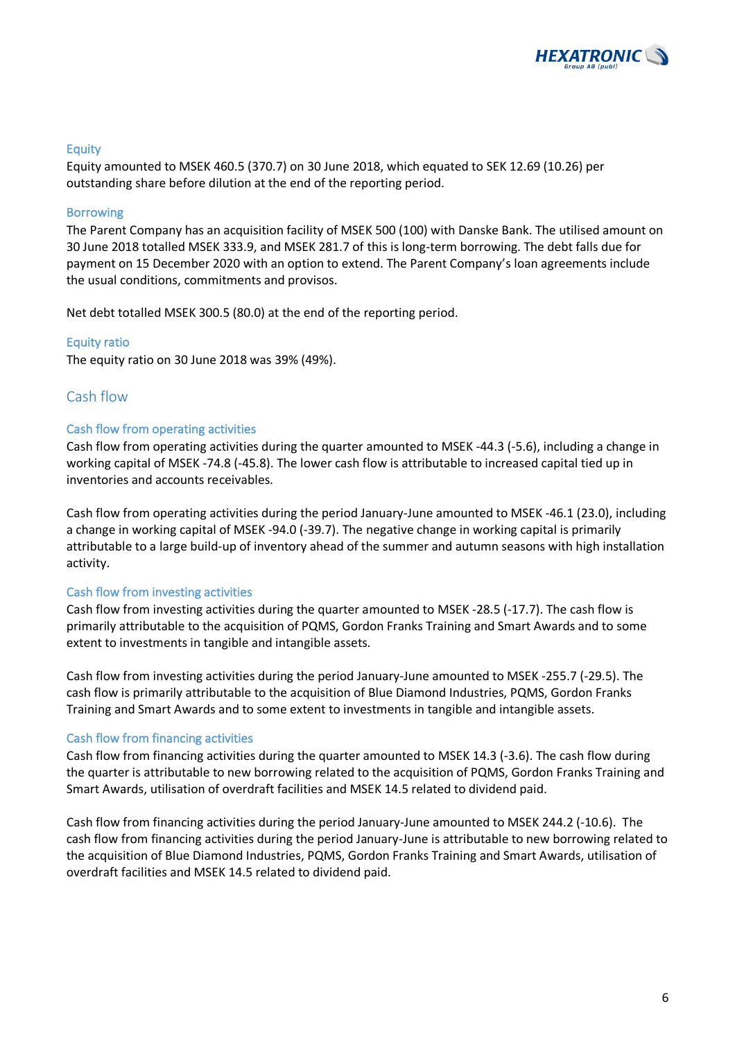### Equity

Equity amounted to MSEK 460.5 (370.7) on 30 June 2018, which equated to SEK 12.69 (10.26) per outstanding share before dilution at the end of the reporting period.

### Borrowing

The Parent Company has an acquisition facility of MSEK 500 (100) with Danske Bank. The utilised amount on 30 June 2018 totalled MSEK 333.9, and MSEK 281.7 of this is long-term borrowing. The debt falls due for payment on 15 December 2020 with an option to extend. The Parent Company's loan agreements include the usual conditions, commitments and provisos.

Net debt totalled MSEK 300.5 (80.0) at the end of the reporting period.

### Equity ratio

The equity ratio on 30 June 2018 was 39% (49%).

## Cash flow

### Cash flow from operating activities

Cash flow from operating activities during the quarter amounted to MSEK -44.3 (-5.6), including a change in working capital of MSEK -74.8 (-45.8). The lower cash flow is attributable to increased capital tied up in inventories and accounts receivables.

Cash flow from operating activities during the period January-June amounted to MSEK -46.1 (23.0), including a change in working capital of MSEK -94.0 (-39.7). The negative change in working capital is primarily attributable to a large build-up of inventory ahead of the summer and autumn seasons with high installation activity.

### Cash flow from investing activities

Cash flow from investing activities during the quarter amounted to MSEK -28.5 (-17.7). The cash flow is primarily attributable to the acquisition of PQMS, Gordon Franks Training and Smart Awards and to some extent to investments in tangible and intangible assets.

Cash flow from investing activities during the period January-June amounted to MSEK -255.7 (-29.5). The cash flow is primarily attributable to the acquisition of Blue Diamond Industries, PQMS, Gordon Franks Training and Smart Awards and to some extent to investments in tangible and intangible assets.

### Cash flow from financing activities

Cash flow from financing activities during the quarter amounted to MSEK 14.3 (-3.6). The cash flow during the quarter is attributable to new borrowing related to the acquisition of PQMS, Gordon Franks Training and Smart Awards, utilisation of overdraft facilities and MSEK 14.5 related to dividend paid.

Cash flow from financing activities during the period January-June amounted to MSEK 244.2 (-10.6). The cash flow from financing activities during the period January-June is attributable to new borrowing related to the acquisition of Blue Diamond Industries, PQMS, Gordon Franks Training and Smart Awards, utilisation of overdraft facilities and MSEK 14.5 related to dividend paid.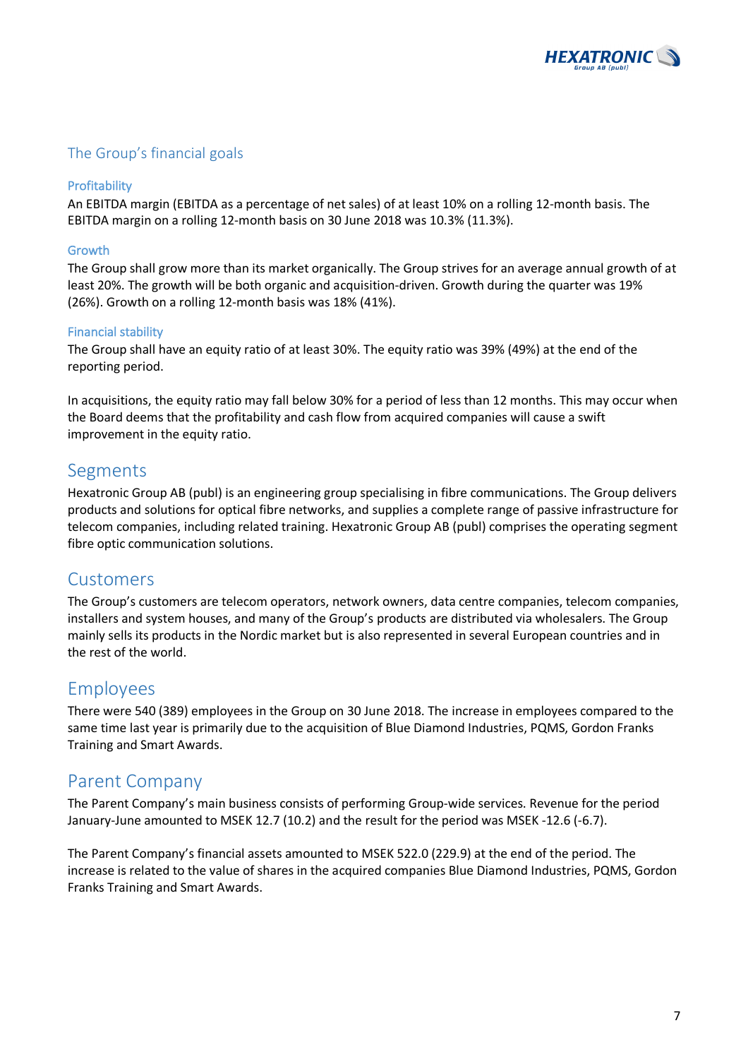## The Group's financial goals

### Profitability

An EBITDA margin (EBITDA as a percentage of net sales) of at least 10% on a rolling 12-month basis. The EBITDA margin on a rolling 12-month basis on 30 June 2018 was 10.3% (11.3%).

### Growth

The Group shall grow more than its market organically. The Group strives for an average annual growth of at least 20%. The growth will be both organic and acquisition-driven. Growth during the quarter was 19% (26%). Growth on a rolling 12-month basis was 18% (41%).

### Financial stability

The Group shall have an equity ratio of at least 30%. The equity ratio was 39% (49%) at the end of the reporting period.

In acquisitions, the equity ratio may fall below 30% for a period of less than 12 months. This may occur when the Board deems that the profitability and cash flow from acquired companies will cause a swift improvement in the equity ratio.

## Segments

Hexatronic Group AB (publ) is an engineering group specialising in fibre communications. The Group delivers products and solutions for optical fibre networks, and supplies a complete range of passive infrastructure for telecom companies, including related training. Hexatronic Group AB (publ) comprises the operating segment fibre optic communication solutions.

## Customers

The Group's customers are telecom operators, network owners, data centre companies, telecom companies, installers and system houses, and many of the Group's products are distributed via wholesalers. The Group mainly sells its products in the Nordic market but is also represented in several European countries and in the rest of the world.

## Employees

There were 540 (389) employees in the Group on 30 June 2018. The increase in employees compared to the same time last year is primarily due to the acquisition of Blue Diamond Industries, PQMS, Gordon Franks Training and Smart Awards.

## Parent Company

The Parent Company's main business consists of performing Group-wide services. Revenue for the period January-June amounted to MSEK 12.7 (10.2) and the result for the period was MSEK -12.6 (-6.7).

The Parent Company's financial assets amounted to MSEK 522.0 (229.9) at the end of the period. The increase is related to the value of shares in the acquired companies Blue Diamond Industries, PQMS, Gordon Franks Training and Smart Awards.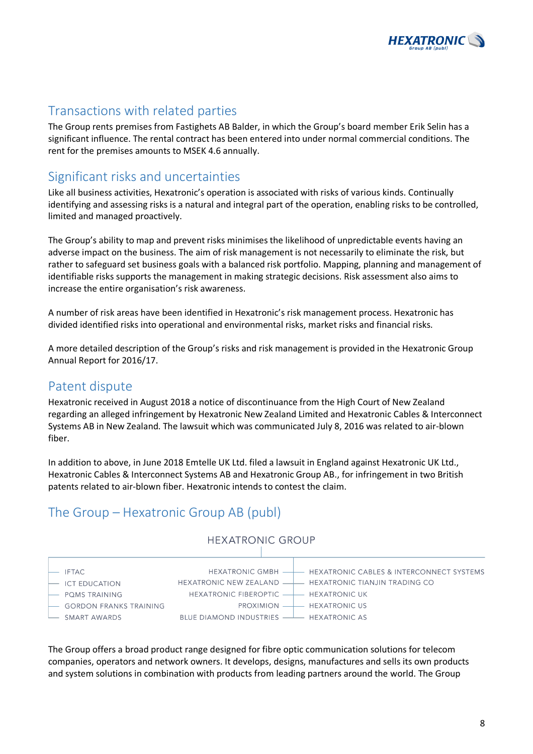## Transactions with related parties

The Group rents premises from Fastighets AB Balder, in which the Group's board member Erik Selin has a significant influence. The rental contract has been entered into under normal commercial conditions. The rent for the premises amounts to MSEK 4.6 annually.

## Significant risks and uncertainties

Like all business activities, Hexatronic's operation is associated with risks of various kinds. Continually identifying and assessing risks is a natural and integral part of the operation, enabling risks to be controlled, limited and managed proactively.

The Group's ability to map and prevent risks minimises the likelihood of unpredictable events having an adverse impact on the business. The aim of risk management is not necessarily to eliminate the risk, but rather to safeguard set business goals with a balanced risk portfolio. Mapping, planning and management of identifiable risks supports the management in making strategic decisions. Risk assessment also aims to increase the entire organisation's risk awareness.

A number of risk areas have been identified in Hexatronic's risk management process. Hexatronic has divided identified risks into operational and environmental risks, market risks and financial risks.

A more detailed description of the Group's risks and risk management is provided in the Hexatronic Group Annual Report for 2016/17.

## Patent dispute

Hexatronic received in August 2018 a notice of discontinuance from the High Court of New Zealand regarding an alleged infringement by Hexatronic New Zealand Limited and Hexatronic Cables & Interconnect Systems AB in New Zealand. The lawsuit which was communicated July 8, 2016 was related to air-blown fiber.

In addition to above, in June 2018 Emtelle UK Ltd. filed a lawsuit in England against Hexatronic UK Ltd., Hexatronic Cables & Interconnect Systems AB and Hexatronic Group AB., for infringement in two British patents related to air-blown fiber. Hexatronic intends to contest the claim.

## The Group – Hexatronic Group AB (publ)

HEXATRONIC GROUP

- IFTAC
- ICT EDUCATION
- PQMS TRAINING
- GORDON FRANKS TRAINING
- SMART AWARDS
- HEXATRONIC GMBH
- HEXATRONIC NEW ZEALAND
- HEXATRONIC FIBEROPTIC
- PROXIMION
- BLUE DIAMOND INDUSTRIES
- HEXATRONIC CABLES & INTERCONNECT SYSTEMS
- HEXATRONIC TIANJIN TRADING CO
- HEXATRONIC UK
- HEXATRONIC US
- HEXATRONIC AS

The Group offers a broad product range designed for fibre optic communication solutions for telecom companies, operators and network owners. It develops, designs, manufactures and sells its own products and system solutions in combination with products from leading partners around the world. The Group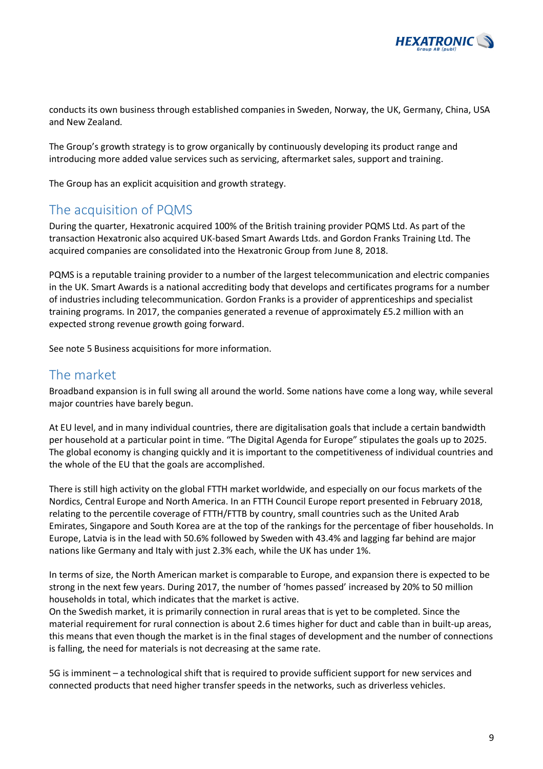conducts its own business through established companies in Sweden, Norway, the UK, Germany, China, USA and New Zealand.

The Group's growth strategy is to grow organically by continuously developing its product range and introducing more added value services such as servicing, aftermarket sales, support and training.

The Group has an explicit acquisition and growth strategy.

## The acquisition of PQMS

During the quarter, Hexatronic acquired 100% of the British training provider PQMS Ltd. As part of the transaction Hexatronic also acquired UK-based Smart Awards Ltds. and Gordon Franks Training Ltd. The acquired companies are consolidated into the Hexatronic Group from June 8, 2018.

PQMS is a reputable training provider to a number of the largest telecommunication and electric companies in the UK. Smart Awards is a national accrediting body that develops and certificates programs for a number of industries including telecommunication. Gordon Franks is a provider of apprenticeships and specialist training programs. In 2017, the companies generated a revenue of approximately £5.2 million with an expected strong revenue growth going forward.

See note 5 Business acquisitions for more information.

## The market

Broadband expansion is in full swing all around the world. Some nations have come a long way, while several major countries have barely begun.

At EU level, and in many individual countries, there are digitalisation goals that include a certain bandwidth per household at a particular point in time. "The Digital Agenda for Europe" stipulates the goals up to 2025. The global economy is changing quickly and it is important to the competitiveness of individual countries and the whole of the EU that the goals are accomplished.

There is still high activity on the global FTTH market worldwide, and especially on our focus markets of the Nordics, Central Europe and North America. In an FTTH Council Europe report presented in February 2018, relating to the percentile coverage of FTTH/FTTB by country, small countries such as the United Arab Emirates, Singapore and South Korea are at the top of the rankings for the percentage of fiber households. In Europe, Latvia is in the lead with 50.6% followed by Sweden with 43.4% and lagging far behind are major nations like Germany and Italy with just 2.3% each, while the UK has under 1%.

In terms of size, the North American market is comparable to Europe, and expansion there is expected to be strong in the next few years. During 2017, the number of 'homes passed' increased by 20% to 50 million households in total, which indicates that the market is active.
On the Swedish market, it is primarily connection in rural areas that is yet to be completed. Since the material requirement for rural connection is about 2.6 times higher for duct and cable than in built-up areas, this means that even though the market is in the final stages of development and the number of connections is falling, the need for materials is not decreasing at the same rate.

5G is imminent – a technological shift that is required to provide sufficient support for new services and connected products that need higher transfer speeds in the networks, such as driverless vehicles.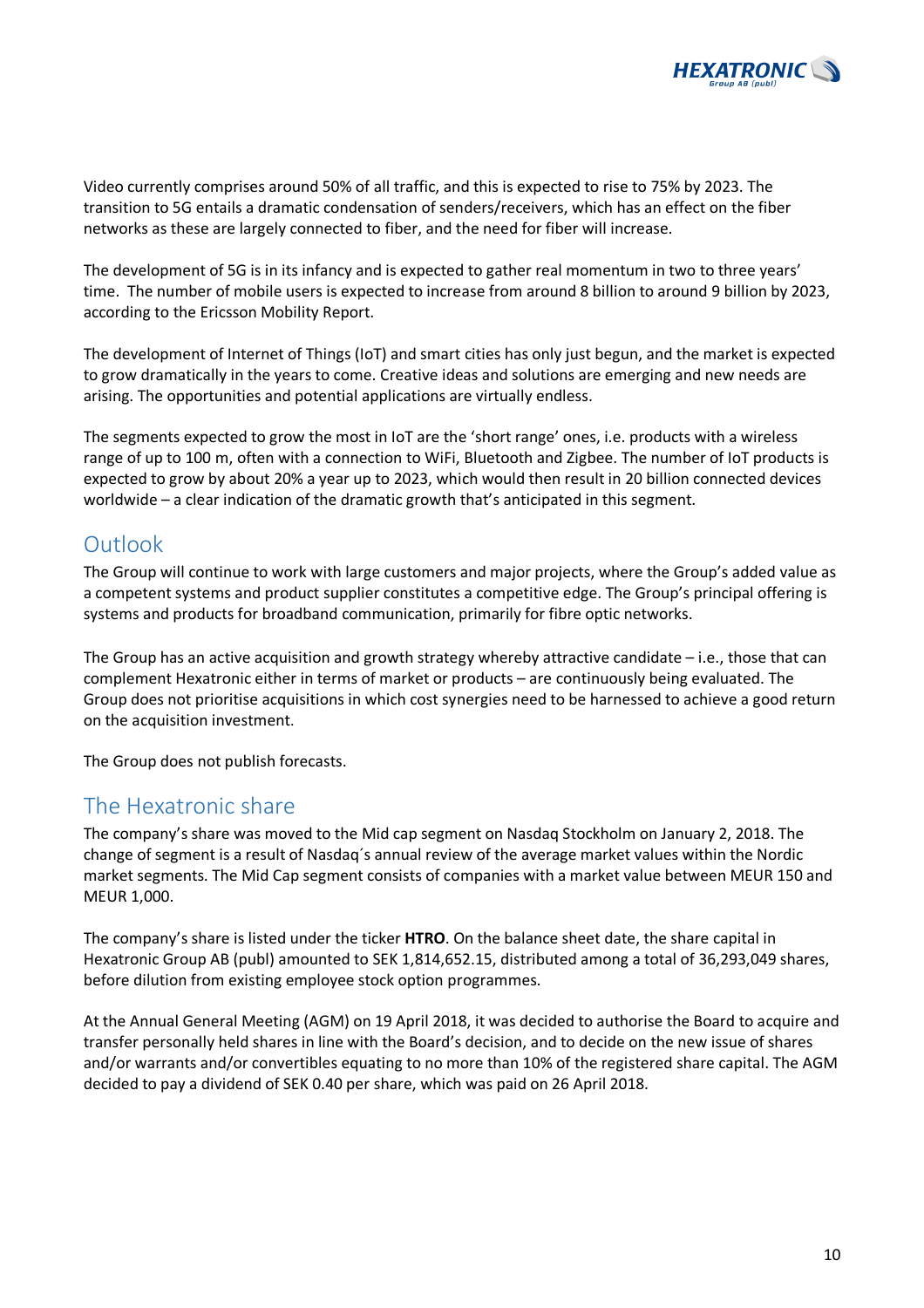Video currently comprises around 50% of all traffic, and this is expected to rise to 75% by 2023. The transition to 5G entails a dramatic condensation of senders/receivers, which has an effect on the fiber networks as these are largely connected to fiber, and the need for fiber will increase.

The development of 5G is in its infancy and is expected to gather real momentum in two to three years' time. The number of mobile users is expected to increase from around 8 billion to around 9 billion by 2023, according to the Ericsson Mobility Report.

The development of Internet of Things (IoT) and smart cities has only just begun, and the market is expected to grow dramatically in the years to come. Creative ideas and solutions are emerging and new needs are arising. The opportunities and potential applications are virtually endless.

The segments expected to grow the most in IoT are the 'short range' ones, i.e. products with a wireless range of up to 100 m, often with a connection to WiFi, Bluetooth and Zigbee. The number of IoT products is expected to grow by about 20% a year up to 2023, which would then result in 20 billion connected devices worldwide – a clear indication of the dramatic growth that's anticipated in this segment.

## Outlook

The Group will continue to work with large customers and major projects, where the Group's added value as a competent systems and product supplier constitutes a competitive edge. The Group's principal offering is systems and products for broadband communication, primarily for fibre optic networks.

The Group has an active acquisition and growth strategy whereby attractive candidate – i.e., those that can complement Hexatronic either in terms of market or products – are continuously being evaluated. The Group does not prioritise acquisitions in which cost synergies need to be harnessed to achieve a good return on the acquisition investment.

The Group does not publish forecasts.

## The Hexatronic share

The company's share was moved to the Mid cap segment on Nasdaq Stockholm on January 2, 2018. The change of segment is a result of Nasdaq´s annual review of the average market values within the Nordic market segments. The Mid Cap segment consists of companies with a market value between MEUR 150 and MEUR 1,000.

The company's share is listed under the ticker **HTRO**. On the balance sheet date, the share capital in Hexatronic Group AB (publ) amounted to SEK 1,814,652.15, distributed among a total of 36,293,049 shares, before dilution from existing employee stock option programmes.

At the Annual General Meeting (AGM) on 19 April 2018, it was decided to authorise the Board to acquire and transfer personally held shares in line with the Board's decision, and to decide on the new issue of shares and/or warrants and/or convertibles equating to no more than 10% of the registered share capital. The AGM decided to pay a dividend of SEK 0.40 per share, which was paid on 26 April 2018.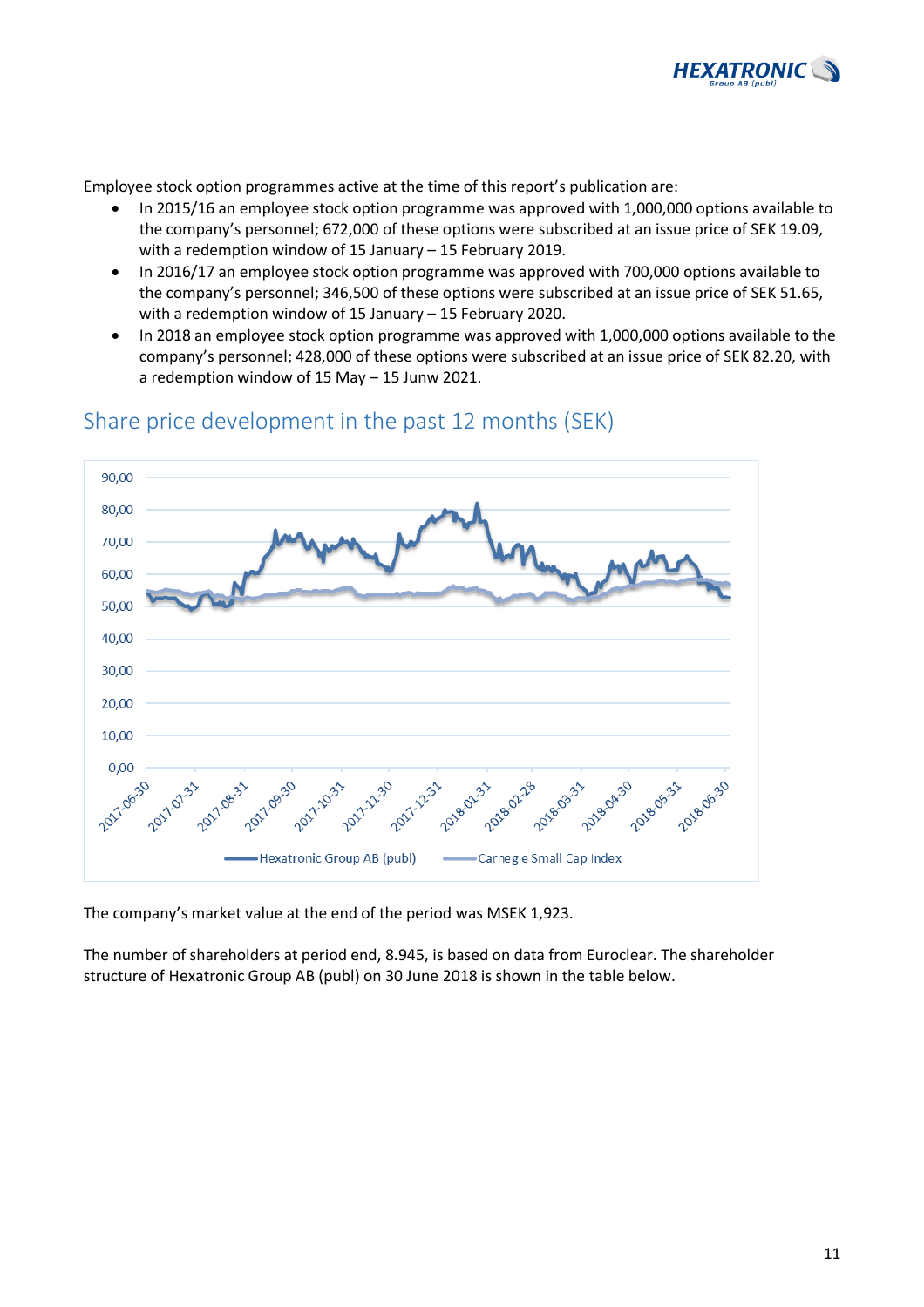Employee stock option programmes active at the time of this report's publication are:

- In 2015/16 an employee stock option programme was approved with 1,000,000 options available to the company's personnel; 672,000 of these options were subscribed at an issue price of SEK 19.09, with a redemption window of 15 January – 15 February 2019.
- In 2016/17 an employee stock option programme was approved with 700,000 options available to the company's personnel; 346,500 of these options were subscribed at an issue price of SEK 51.65, with a redemption window of 15 January – 15 February 2020.
- In 2018 an employee stock option programme was approved with 1,000,000 options available to the company's personnel; 428,000 of these options were subscribed at an issue price of SEK 82.20, with a redemption window of 15 May – 15 Junw 2021.

## Share price development in the past 12 months (SEK)

The company's market value at the end of the period was MSEK 1,923.

The number of shareholders at period end, 8.945, is based on data from Euroclear. The shareholder structure of Hexatronic Group AB (publ) on 30 June 2018 is shown in the table below.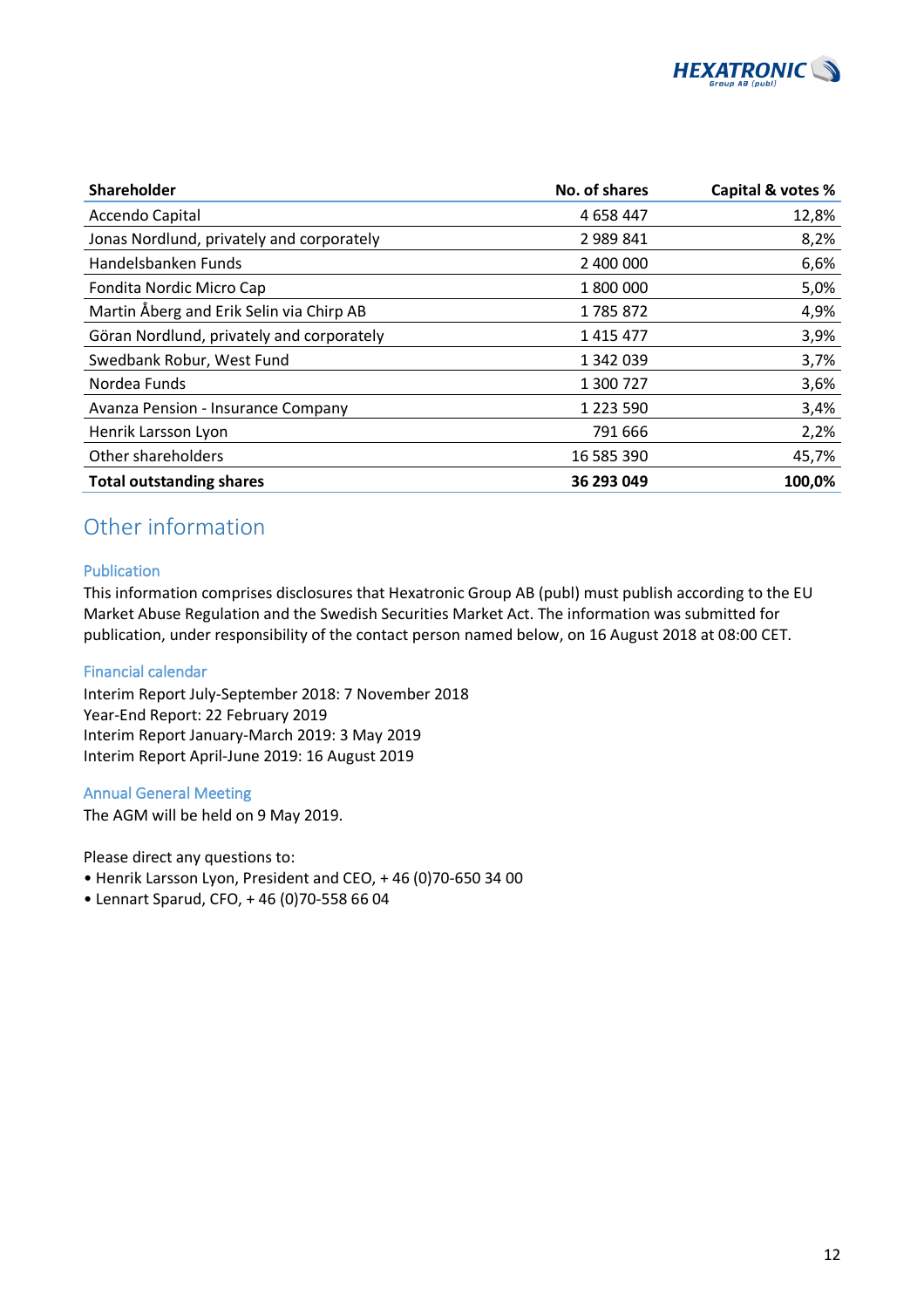| Shareholder | No. of shares | Capital & votes % |
|---|---|---|
| Accendo Capital | 4 658 447 | 12,8% |
| Jonas Nordlund, privately and corporately | 2 989 841 | 8,2% |
| Handelsbanken Funds | 2 400 000 | 6,6% |
| Fondita Nordic Micro Cap | 1 800 000 | 5,0% |
| Martin Åberg and Erik Selin via Chirp AB | 1 785 872 | 4,9% |
| Göran Nordlund, privately and corporately | 1 415 477 | 3,9% |
| Swedbank Robur, West Fund | 1 342 039 | 3,7% |
| Nordea Funds | 1 300 727 | 3,6% |
| Avanza Pension - Insurance Company | 1 223 590 | 3,4% |
| Henrik Larsson Lyon | 791 666 | 2,2% |
| Other shareholders | 16 585 390 | 45,7% |
| **Total outstanding shares** | **36 293 049** | **100,0%** |

# Other information

## Publication

This information comprises disclosures that Hexatronic Group AB (publ) must publish according to the EU Market Abuse Regulation and the Swedish Securities Market Act. The information was submitted for publication, under responsibility of the contact person named below, on 16 August 2018 at 08:00 CET.

## Financial calendar

Interim Report July-September 2018: 7 November 2018
Year-End Report: 22 February 2019
Interim Report January-March 2019: 3 May 2019
Interim Report April-June 2019: 16 August 2019

## Annual General Meeting

The AGM will be held on 9 May 2019.

Please direct any questions to:

- Henrik Larsson Lyon, President and CEO, + 46 (0)70-650 34 00
- Lennart Sparud, CFO, + 46 (0)70-558 66 04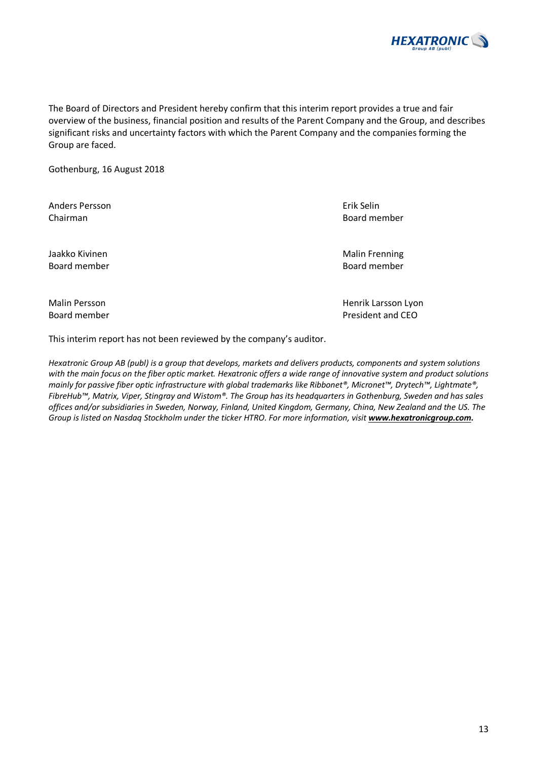The Board of Directors and President hereby confirm that this interim report provides a true and fair overview of the business, financial position and results of the Parent Company and the Group, and describes significant risks and uncertainty factors with which the Parent Company and the companies forming the Group are faced.

Gothenburg, 16 August 2018

Anders Persson
Chairman

Erik Selin
Board member

Jaakko Kivinen
Board member

Malin Frenning
Board member

Malin Persson
Board member

Henrik Larsson Lyon
President and CEO

This interim report has not been reviewed by the company's auditor.

*Hexatronic Group AB (publ) is a group that develops, markets and delivers products, components and system solutions with the main focus on the fiber optic market. Hexatronic offers a wide range of innovative system and product solutions mainly for passive fiber optic infrastructure with global trademarks like Ribbonet®, Micronet™, Drytech™, Lightmate®, FibreHub™, Matrix, Viper, Stingray and Wistom®. The Group has its headquarters in Gothenburg, Sweden and has sales offices and/or subsidiaries in Sweden, Norway, Finland, United Kingdom, Germany, China, New Zealand and the US. The Group is listed on Nasdaq Stockholm under the ticker HTRO. For more information, visit* ***www.hexatronicgroup.com.***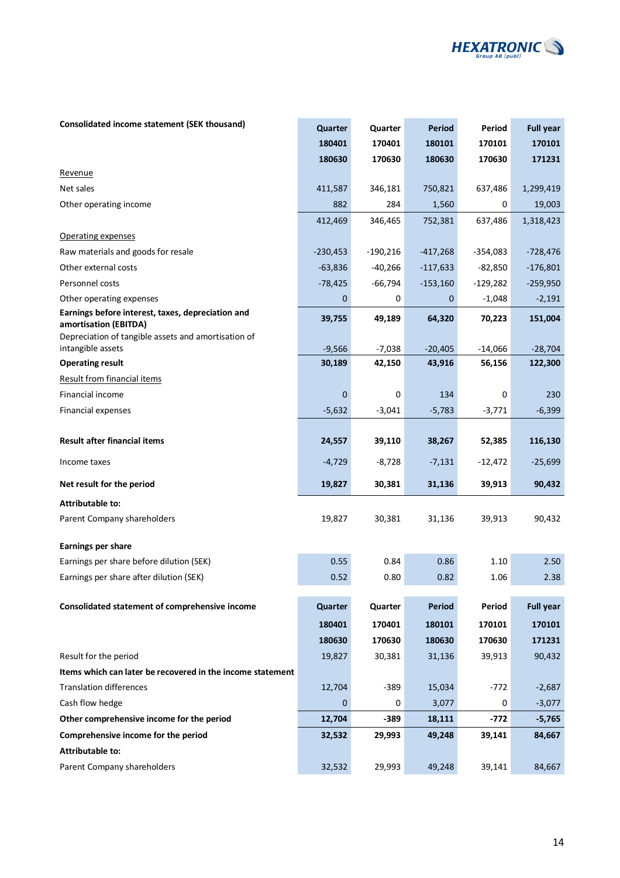| Consolidated income statement (SEK thousand) | Quarter 180401 180630 | Quarter 170401 170630 | Period 180101 180630 | Period 170101 170630 | Full year 170101 171231 |
|---|---|---|---|---|---|
| Revenue | | | | | |
| Net sales | 411,587 | 346,181 | 750,821 | 637,486 | 1,299,419 |
| Other operating income | 882 | 284 | 1,560 | 0 | 19,003 |
| | 412,469 | 346,465 | 752,381 | 637,486 | 1,318,423 |
| Operating expenses | | | | | |
| Raw materials and goods for resale | -230,453 | -190,216 | -417,268 | -354,083 | -728,476 |
| Other external costs | -63,836 | -40,266 | -117,633 | -82,850 | -176,801 |
| Personnel costs | -78,425 | -66,794 | -153,160 | -129,282 | -259,950 |
| Other operating expenses | 0 | 0 | 0 | -1,048 | -2,191 |
| **Earnings before interest, taxes, depreciation and amortisation (EBITDA)** | **39,755** | **49,189** | **64,320** | **70,223** | **151,004** |
| Depreciation of tangible assets and amortisation of intangible assets | -9,566 | -7,038 | -20,405 | -14,066 | -28,704 |
| **Operating result** | **30,189** | **42,150** | **43,916** | **56,156** | **122,300** |
| Result from financial items | | | | | |
| Financial income | 0 | 0 | 134 | 0 | 230 |
| Financial expenses | -5,632 | -3,041 | -5,783 | -3,771 | -6,399 |
| **Result after financial items** | **24,557** | **39,110** | **38,267** | **52,385** | **116,130** |
| Income taxes | -4,729 | -8,728 | -7,131 | -12,472 | -25,699 |
| **Net result for the period** | **19,827** | **30,381** | **31,136** | **39,913** | **90,432** |
| **Attributable to:** | | | | | |
| Parent Company shareholders | 19,827 | 30,381 | 31,136 | 39,913 | 90,432 |
| **Earnings per share** | | | | | |
| Earnings per share before dilution (SEK) | 0.55 | 0.84 | 0.86 | 1.10 | 2.50 |
| Earnings per share after dilution (SEK) | 0.52 | 0.80 | 0.82 | 1.06 | 2.38 |

| Consolidated statement of comprehensive income | Quarter 180401 180630 | Quarter 170401 170630 | Period 180101 180630 | Period 170101 170630 | Full year 170101 171231 |
|---|---|---|---|---|---|
| Result for the period | 19,827 | 30,381 | 31,136 | 39,913 | 90,432 |
| **Items which can later be recovered in the income statement** | | | | | |
| Translation differences | 12,704 | -389 | 15,034 | -772 | -2,687 |
| Cash flow hedge | 0 | 0 | 3,077 | 0 | -3,077 |
| **Other comprehensive income for the period** | **12,704** | **-389** | **18,111** | **-772** | **-5,765** |
| **Comprehensive income for the period** | **32,532** | **29,993** | **49,248** | **39,141** | **84,667** |
| **Attributable to:** | | | | | |
| Parent Company shareholders | 32,532 | 29,993 | 49,248 | 39,141 | 84,667 |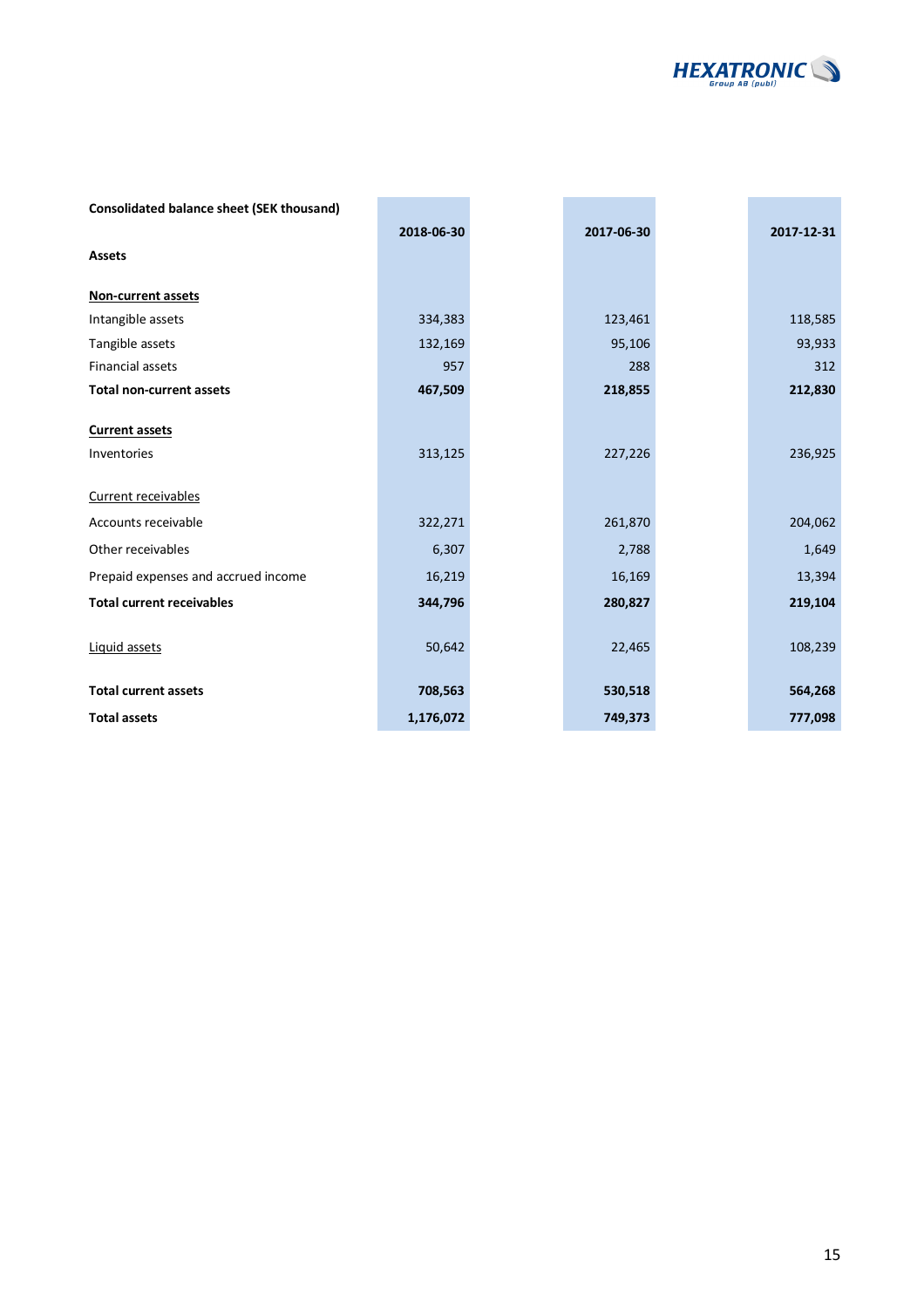| Consolidated balance sheet (SEK thousand) | 2018-06-30 | 2017-06-30 | 2017-12-31 |
|---|---|---|---|
| **Assets** | | | |
| <u>**Non-current assets**</u> | | | |
| Intangible assets | 334,383 | 123,461 | 118,585 |
| Tangible assets | 132,169 | 95,106 | 93,933 |
| Financial assets | 957 | 288 | 312 |
| **Total non-current assets** | **467,509** | **218,855** | **212,830** |
| <u>**Current assets**</u> | | | |
| Inventories | 313,125 | 227,226 | 236,925 |
| <u>Current receivables</u> | | | |
| Accounts receivable | 322,271 | 261,870 | 204,062 |
| Other receivables | 6,307 | 2,788 | 1,649 |
| Prepaid expenses and accrued income | 16,219 | 16,169 | 13,394 |
| **Total current receivables** | **344,796** | **280,827** | **219,104** |
| <u>Liquid assets</u> | 50,642 | 22,465 | 108,239 |
| **Total current assets** | **708,563** | **530,518** | **564,268** |
| **Total assets** | **1,176,072** | **749,373** | **777,098** |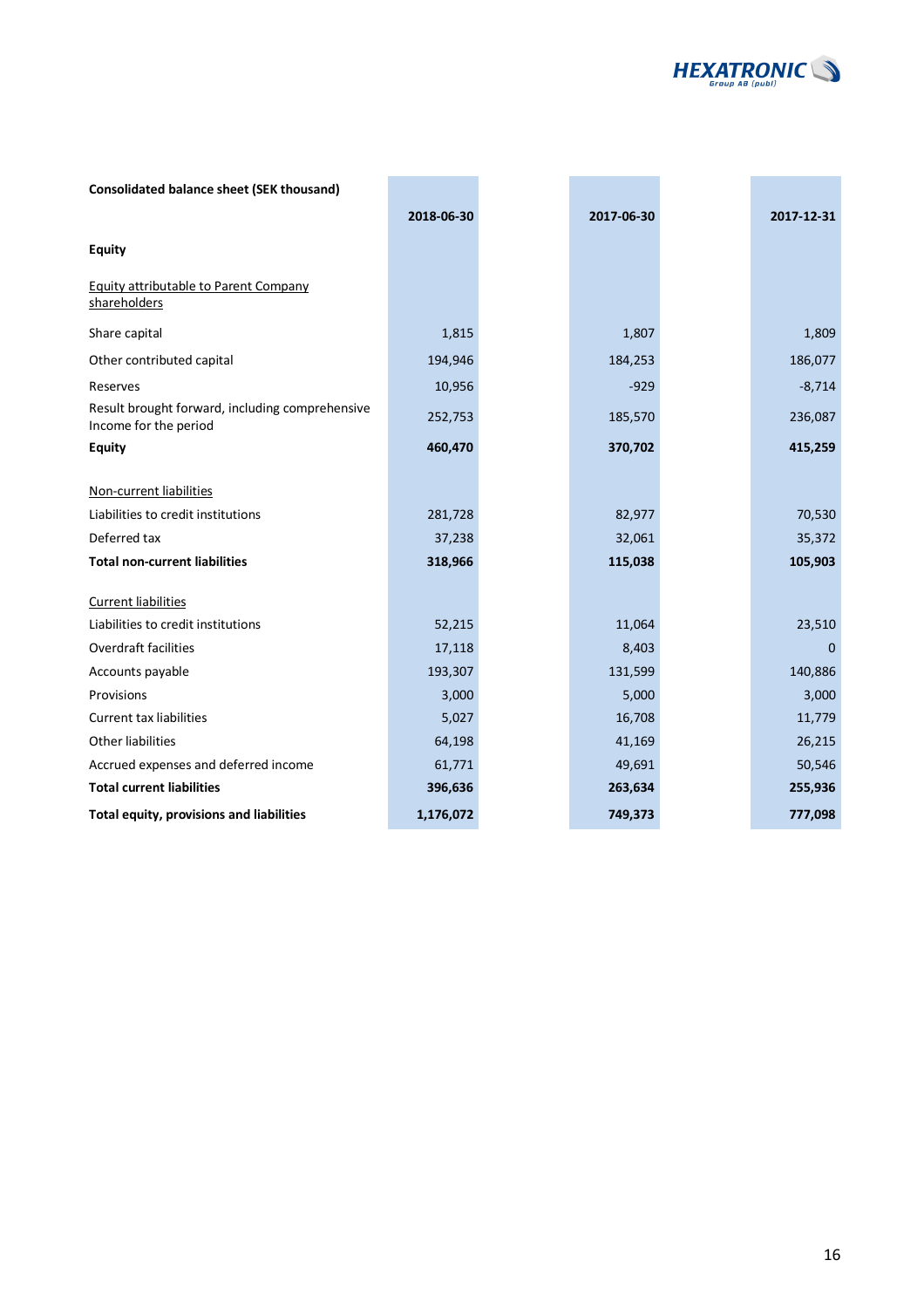| Consolidated balance sheet (SEK thousand) | 2018-06-30 | 2017-06-30 | 2017-12-31 |
|---|---|---|---|
| **Equity** | | | |
| Equity attributable to Parent Company shareholders | | | |
| Share capital | 1,815 | 1,807 | 1,809 |
| Other contributed capital | 194,946 | 184,253 | 186,077 |
| Reserves | 10,956 | -929 | -8,714 |
| Result brought forward, including comprehensive Income for the period | 252,753 | 185,570 | 236,087 |
| **Equity** | **460,470** | **370,702** | **415,259** |
| Non-current liabilities | | | |
| Liabilities to credit institutions | 281,728 | 82,977 | 70,530 |
| Deferred tax | 37,238 | 32,061 | 35,372 |
| **Total non-current liabilities** | **318,966** | **115,038** | **105,903** |
| Current liabilities | | | |
| Liabilities to credit institutions | 52,215 | 11,064 | 23,510 |
| Overdraft facilities | 17,118 | 8,403 | 0 |
| Accounts payable | 193,307 | 131,599 | 140,886 |
| Provisions | 3,000 | 5,000 | 3,000 |
| Current tax liabilities | 5,027 | 16,708 | 11,779 |
| Other liabilities | 64,198 | 41,169 | 26,215 |
| Accrued expenses and deferred income | 61,771 | 49,691 | 50,546 |
| **Total current liabilities** | **396,636** | **263,634** | **255,936** |
| **Total equity, provisions and liabilities** | **1,176,072** | **749,373** | **777,098** |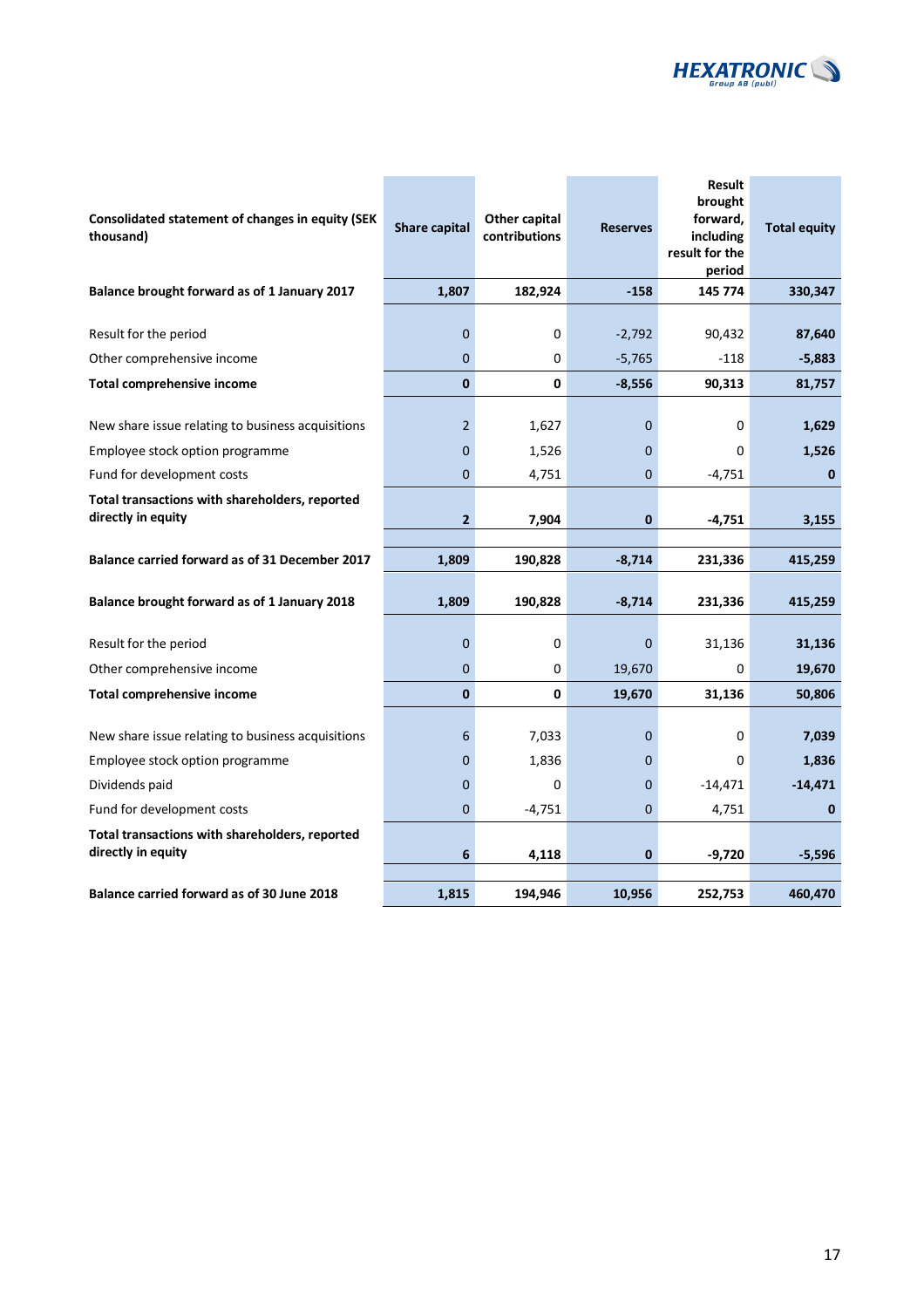| Consolidated statement of changes in equity (SEK thousand) | Share capital | Other capital contributions | Reserves | Result brought forward, including result for the period | Total equity |
|---|---|---|---|---|---|
| **Balance brought forward as of 1 January 2017** | **1,807** | **182,924** | **-158** | **145 774** | **330,347** |
| Result for the period | 0 | 0 | -2,792 | 90,432 | **87,640** |
| Other comprehensive income | 0 | 0 | -5,765 | -118 | **-5,883** |
| **Total comprehensive income** | **0** | **0** | **-8,556** | **90,313** | **81,757** |
| New share issue relating to business acquisitions | 2 | 1,627 | 0 | 0 | **1,629** |
| Employee stock option programme | 0 | 1,526 | 0 | 0 | **1,526** |
| Fund for development costs | 0 | 4,751 | 0 | -4,751 | **0** |
| **Total transactions with shareholders, reported directly in equity** | **2** | **7,904** | **0** | **-4,751** | **3,155** |
| **Balance carried forward as of 31 December 2017** | **1,809** | **190,828** | **-8,714** | **231,336** | **415,259** |
| **Balance brought forward as of 1 January 2018** | **1,809** | **190,828** | **-8,714** | **231,336** | **415,259** |
| Result for the period | 0 | 0 | 0 | 31,136 | **31,136** |
| Other comprehensive income | 0 | 0 | 19,670 | 0 | **19,670** |
| **Total comprehensive income** | **0** | **0** | **19,670** | **31,136** | **50,806** |
| New share issue relating to business acquisitions | 6 | 7,033 | 0 | 0 | **7,039** |
| Employee stock option programme | 0 | 1,836 | 0 | 0 | **1,836** |
| Dividends paid | 0 | 0 | 0 | -14,471 | **-14,471** |
| Fund for development costs | 0 | -4,751 | 0 | 4,751 | **0** |
| **Total transactions with shareholders, reported directly in equity** | **6** | **4,118** | **0** | **-9,720** | **-5,596** |
| **Balance carried forward as of 30 June 2018** | **1,815** | **194,946** | **10,956** | **252,753** | **460,470** |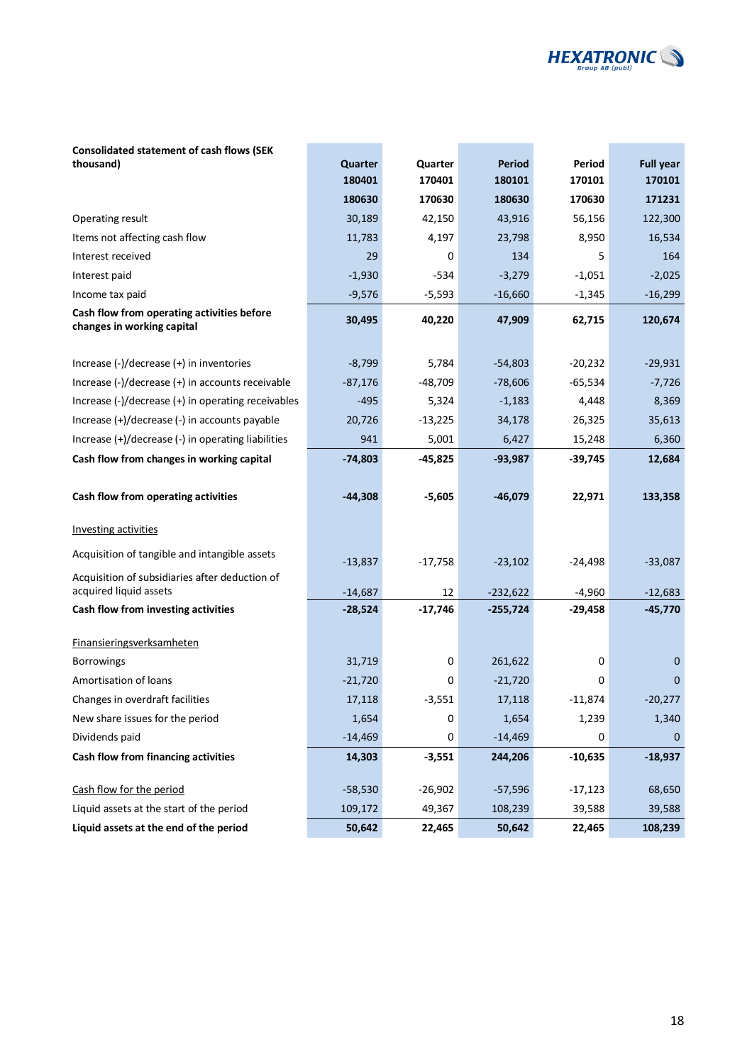| Consolidated statement of cash flows (SEK thousand) | Quarter 180401 180630 | Quarter 170401 170630 | Period 180101 180630 | Period 170101 170630 | Full year 170101 171231 |
|---|---|---|---|---|---|
| Operating result | 30,189 | 42,150 | 43,916 | 56,156 | 122,300 |
| Items not affecting cash flow | 11,783 | 4,197 | 23,798 | 8,950 | 16,534 |
| Interest received | 29 | 0 | 134 | 5 | 164 |
| Interest paid | -1,930 | -534 | -3,279 | -1,051 | -2,025 |
| Income tax paid | -9,576 | -5,593 | -16,660 | -1,345 | -16,299 |
| **Cash flow from operating activities before changes in working capital** | **30,495** | **40,220** | **47,909** | **62,715** | **120,674** |
| | | | | | |
| Increase (-)/decrease (+) in inventories | -8,799 | 5,784 | -54,803 | -20,232 | -29,931 |
| Increase (-)/decrease (+) in accounts receivable | -87,176 | -48,709 | -78,606 | -65,534 | -7,726 |
| Increase (-)/decrease (+) in operating receivables | -495 | 5,324 | -1,183 | 4,448 | 8,369 |
| Increase (+)/decrease (-) in accounts payable | 20,726 | -13,225 | 34,178 | 26,325 | 35,613 |
| Increase (+)/decrease (-) in operating liabilities | 941 | 5,001 | 6,427 | 15,248 | 6,360 |
| **Cash flow from changes in working capital** | **-74,803** | **-45,825** | **-93,987** | **-39,745** | **12,684** |
| | | | | | |
| **Cash flow from operating activities** | **-44,308** | **-5,605** | **-46,079** | **22,971** | **133,358** |
| | | | | | |
| Investing activities | | | | | |
| Acquisition of tangible and intangible assets | -13,837 | -17,758 | -23,102 | -24,498 | -33,087 |
| Acquisition of subsidiaries after deduction of acquired liquid assets | -14,687 | 12 | -232,622 | -4,960 | -12,683 |
| **Cash flow from investing activities** | **-28,524** | **-17,746** | **-255,724** | **-29,458** | **-45,770** |
| | | | | | |
| Finansieringsverksamheten | | | | | |
| Borrowings | 31,719 | 0 | 261,622 | 0 | 0 |
| Amortisation of loans | -21,720 | 0 | -21,720 | 0 | 0 |
| Changes in overdraft facilities | 17,118 | -3,551 | 17,118 | -11,874 | -20,277 |
| New share issues for the period | 1,654 | 0 | 1,654 | 1,239 | 1,340 |
| Dividends paid | -14,469 | 0 | -14,469 | 0 | 0 |
| **Cash flow from financing activities** | **14,303** | **-3,551** | **244,206** | **-10,635** | **-18,937** |
| | | | | | |
| Cash flow for the period | -58,530 | -26,902 | -57,596 | -17,123 | 68,650 |
| Liquid assets at the start of the period | 109,172 | 49,367 | 108,239 | 39,588 | 39,588 |
| **Liquid assets at the end of the period** | **50,642** | **22,465** | **50,642** | **22,465** | **108,239** |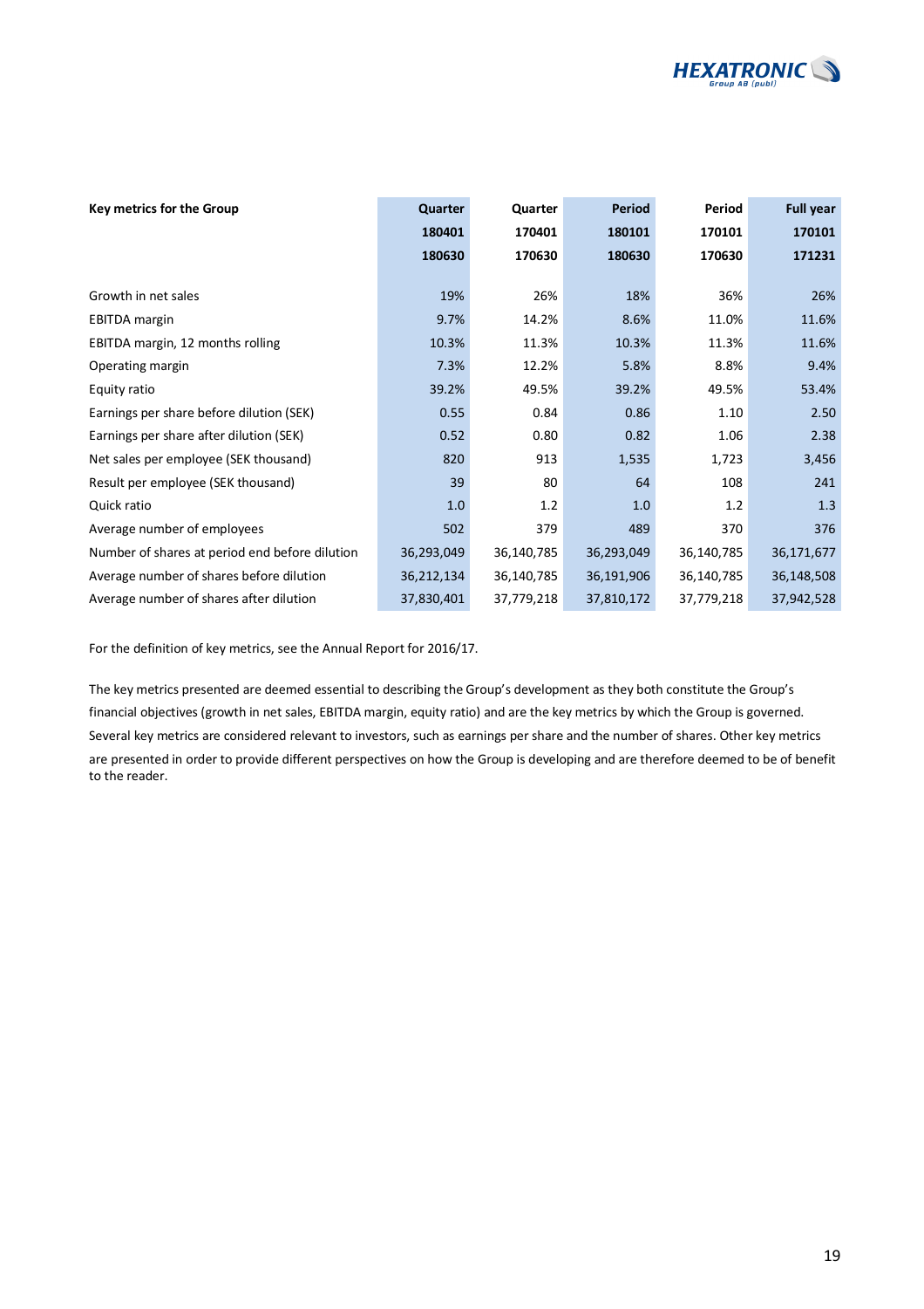| Key metrics for the Group | Quarter 180401 180630 | Quarter 170401 170630 | Period 180101 180630 | Period 170101 170630 | Full year 170101 171231 |
|---|---|---|---|---|---|
| Growth in net sales | 19% | 26% | 18% | 36% | 26% |
| EBITDA margin | 9.7% | 14.2% | 8.6% | 11.0% | 11.6% |
| EBITDA margin, 12 months rolling | 10.3% | 11.3% | 10.3% | 11.3% | 11.6% |
| Operating margin | 7.3% | 12.2% | 5.8% | 8.8% | 9.4% |
| Equity ratio | 39.2% | 49.5% | 39.2% | 49.5% | 53.4% |
| Earnings per share before dilution (SEK) | 0.55 | 0.84 | 0.86 | 1.10 | 2.50 |
| Earnings per share after dilution (SEK) | 0.52 | 0.80 | 0.82 | 1.06 | 2.38 |
| Net sales per employee (SEK thousand) | 820 | 913 | 1,535 | 1,723 | 3,456 |
| Result per employee (SEK thousand) | 39 | 80 | 64 | 108 | 241 |
| Quick ratio | 1.0 | 1.2 | 1.0 | 1.2 | 1.3 |
| Average number of employees | 502 | 379 | 489 | 370 | 376 |
| Number of shares at period end before dilution | 36,293,049 | 36,140,785 | 36,293,049 | 36,140,785 | 36,171,677 |
| Average number of shares before dilution | 36,212,134 | 36,140,785 | 36,191,906 | 36,140,785 | 36,148,508 |
| Average number of shares after dilution | 37,830,401 | 37,779,218 | 37,810,172 | 37,779,218 | 37,942,528 |

For the definition of key metrics, see the Annual Report for 2016/17.

The key metrics presented are deemed essential to describing the Group's development as they both constitute the Group's financial objectives (growth in net sales, EBITDA margin, equity ratio) and are the key metrics by which the Group is governed. Several key metrics are considered relevant to investors, such as earnings per share and the number of shares. Other key metrics are presented in order to provide different perspectives on how the Group is developing and are therefore deemed to be of benefit to the reader.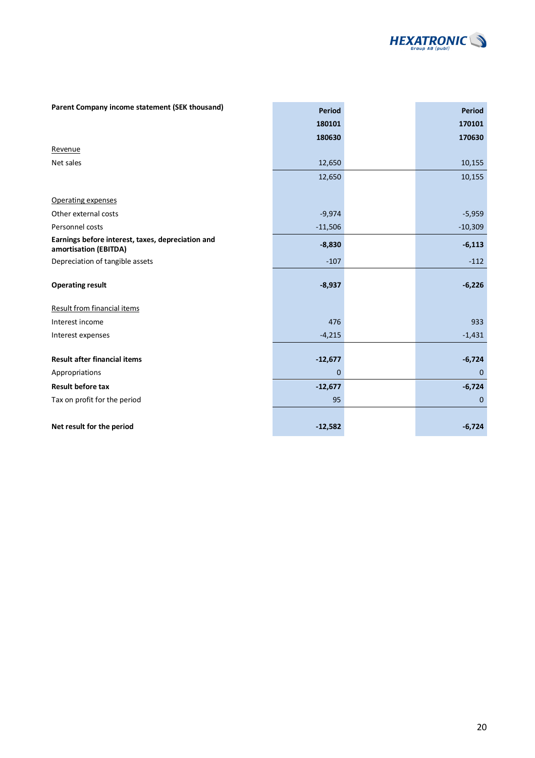| Parent Company income statement (SEK thousand) | Period 180101 180630 | Period 170101 170630 |
|---|---|---|
| Revenue | | |
| Net sales | 12,650 | 10,155 |
| | 12,650 | 10,155 |
| Operating expenses | | |
| Other external costs | -9,974 | -5,959 |
| Personnel costs | -11,506 | -10,309 |
| **Earnings before interest, taxes, depreciation and amortisation (EBITDA)** | **-8,830** | **-6,113** |
| Depreciation of tangible assets | -107 | -112 |
| **Operating result** | **-8,937** | **-6,226** |
| Result from financial items | | |
| Interest income | 476 | 933 |
| Interest expenses | -4,215 | -1,431 |
| **Result after financial items** | **-12,677** | **-6,724** |
| Appropriations | 0 | 0 |
| **Result before tax** | **-12,677** | **-6,724** |
| Tax on profit for the period | 95 | 0 |
| **Net result for the period** | **-12,582** | **-6,724** |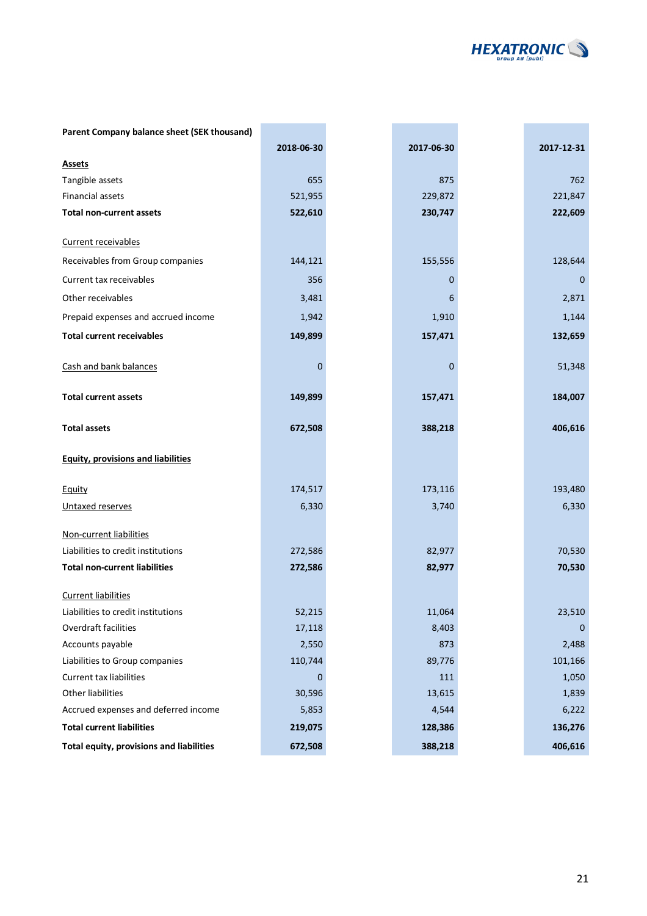| Parent Company balance sheet (SEK thousand) | 2018-06-30 | 2017-06-30 | 2017-12-31 |
|---|---|---|---|
| **Assets** | | | |
| Tangible assets | 655 | 875 | 762 |
| Financial assets | 521,955 | 229,872 | 221,847 |
| **Total non-current assets** | **522,610** | **230,747** | **222,609** |
| Current receivables | | | |
| Receivables from Group companies | 144,121 | 155,556 | 128,644 |
| Current tax receivables | 356 | 0 | 0 |
| Other receivables | 3,481 | 6 | 2,871 |
| Prepaid expenses and accrued income | 1,942 | 1,910 | 1,144 |
| **Total current receivables** | **149,899** | **157,471** | **132,659** |
| Cash and bank balances | 0 | 0 | 51,348 |
| **Total current assets** | **149,899** | **157,471** | **184,007** |
| **Total assets** | **672,508** | **388,218** | **406,616** |
| **Equity, provisions and liabilities** | | | |
| Equity | 174,517 | 173,116 | 193,480 |
| Untaxed reserves | 6,330 | 3,740 | 6,330 |
| Non-current liabilities | | | |
| Liabilities to credit institutions | 272,586 | 82,977 | 70,530 |
| **Total non-current liabilities** | **272,586** | **82,977** | **70,530** |
| Current liabilities | | | |
| Liabilities to credit institutions | 52,215 | 11,064 | 23,510 |
| Overdraft facilities | 17,118 | 8,403 | 0 |
| Accounts payable | 2,550 | 873 | 2,488 |
| Liabilities to Group companies | 110,744 | 89,776 | 101,166 |
| Current tax liabilities | 0 | 111 | 1,050 |
| Other liabilities | 30,596 | 13,615 | 1,839 |
| Accrued expenses and deferred income | 5,853 | 4,544 | 6,222 |
| **Total current liabilities** | **219,075** | **128,386** | **136,276** |
| **Total equity, provisions and liabilities** | **672,508** | **388,218** | **406,616** |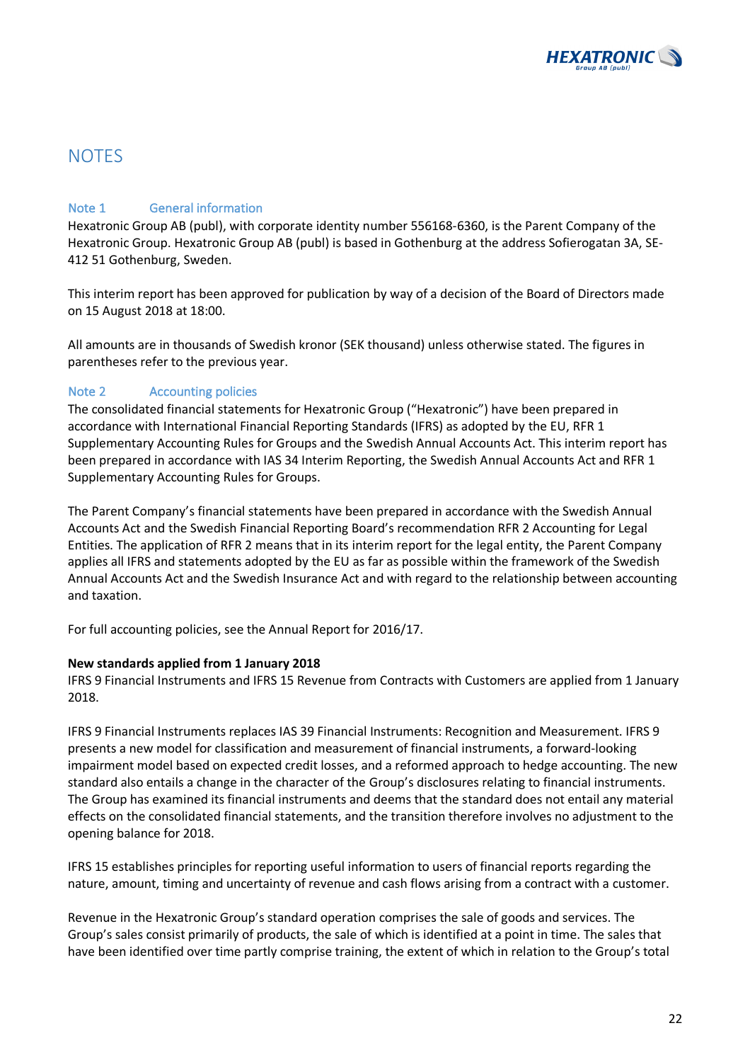# NOTES

## Note 1 General information

Hexatronic Group AB (publ), with corporate identity number 556168-6360, is the Parent Company of the Hexatronic Group. Hexatronic Group AB (publ) is based in Gothenburg at the address Sofierogatan 3A, SE-412 51 Gothenburg, Sweden.

This interim report has been approved for publication by way of a decision of the Board of Directors made on 15 August 2018 at 18:00.

All amounts are in thousands of Swedish kronor (SEK thousand) unless otherwise stated. The figures in parentheses refer to the previous year.

## Note 2 Accounting policies

The consolidated financial statements for Hexatronic Group ("Hexatronic") have been prepared in accordance with International Financial Reporting Standards (IFRS) as adopted by the EU, RFR 1 Supplementary Accounting Rules for Groups and the Swedish Annual Accounts Act. This interim report has been prepared in accordance with IAS 34 Interim Reporting, the Swedish Annual Accounts Act and RFR 1 Supplementary Accounting Rules for Groups.

The Parent Company's financial statements have been prepared in accordance with the Swedish Annual Accounts Act and the Swedish Financial Reporting Board's recommendation RFR 2 Accounting for Legal Entities. The application of RFR 2 means that in its interim report for the legal entity, the Parent Company applies all IFRS and statements adopted by the EU as far as possible within the framework of the Swedish Annual Accounts Act and the Swedish Insurance Act and with regard to the relationship between accounting and taxation.

For full accounting policies, see the Annual Report for 2016/17.

**New standards applied from 1 January 2018**

IFRS 9 Financial Instruments and IFRS 15 Revenue from Contracts with Customers are applied from 1 January 2018.

IFRS 9 Financial Instruments replaces IAS 39 Financial Instruments: Recognition and Measurement. IFRS 9 presents a new model for classification and measurement of financial instruments, a forward-looking impairment model based on expected credit losses, and a reformed approach to hedge accounting. The new standard also entails a change in the character of the Group's disclosures relating to financial instruments. The Group has examined its financial instruments and deems that the standard does not entail any material effects on the consolidated financial statements, and the transition therefore involves no adjustment to the opening balance for 2018.

IFRS 15 establishes principles for reporting useful information to users of financial reports regarding the nature, amount, timing and uncertainty of revenue and cash flows arising from a contract with a customer.

Revenue in the Hexatronic Group's standard operation comprises the sale of goods and services. The Group's sales consist primarily of products, the sale of which is identified at a point in time. The sales that have been identified over time partly comprise training, the extent of which in relation to the Group's total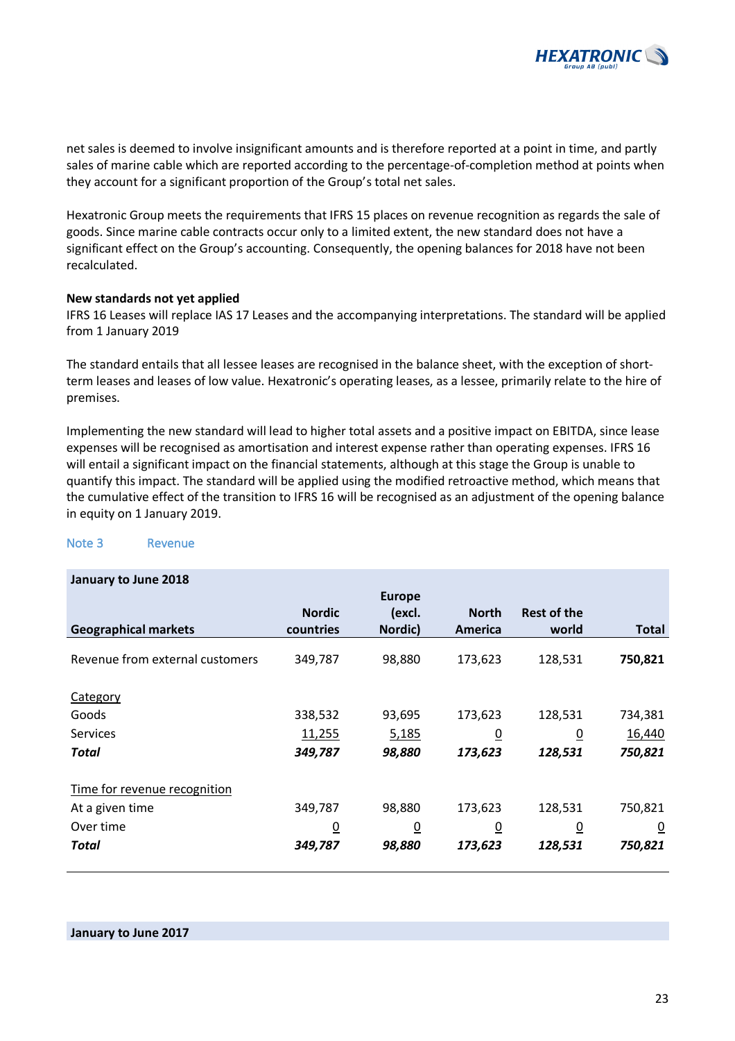net sales is deemed to involve insignificant amounts and is therefore reported at a point in time, and partly sales of marine cable which are reported according to the percentage-of-completion method at points when they account for a significant proportion of the Group's total net sales.

Hexatronic Group meets the requirements that IFRS 15 places on revenue recognition as regards the sale of goods. Since marine cable contracts occur only to a limited extent, the new standard does not have a significant effect on the Group's accounting. Consequently, the opening balances for 2018 have not been recalculated.

**New standards not yet applied**

IFRS 16 Leases will replace IAS 17 Leases and the accompanying interpretations. The standard will be applied from 1 January 2019

The standard entails that all lessee leases are recognised in the balance sheet, with the exception of short-term leases and leases of low value. Hexatronic's operating leases, as a lessee, primarily relate to the hire of premises.

Implementing the new standard will lead to higher total assets and a positive impact on EBITDA, since lease expenses will be recognised as amortisation and interest expense rather than operating expenses. IFRS 16 will entail a significant impact on the financial statements, although at this stage the Group is unable to quantify this impact. The standard will be applied using the modified retroactive method, which means that the cumulative effect of the transition to IFRS 16 will be recognised as an adjustment of the opening balance in equity on 1 January 2019.

## Note 3 Revenue

**January to June 2018**

| Geographical markets | Nordic countries | Europe (excl. Nordic) | North America | Rest of the world | Total |
|---|---|---|---|---|---|
| Revenue from external customers | 349,787 | 98,880 | 173,623 | 128,531 | **750,821** |
| | | | | | |
| Category | | | | | |
| Goods | 338,532 | 93,695 | 173,623 | 128,531 | 734,381 |
| Services | 11,255 | 5,185 | 0 | 0 | 16,440 |
| ***Total*** | ***349,787*** | ***98,880*** | ***173,623*** | ***128,531*** | ***750,821*** |
| | | | | | |
| Time for revenue recognition | | | | | |
| At a given time | 349,787 | 98,880 | 173,623 | 128,531 | 750,821 |
| Over time | 0 | 0 | 0 | 0 | 0 |
| ***Total*** | ***349,787*** | ***98,880*** | ***173,623*** | ***128,531*** | ***750,821*** |

**January to June 2017**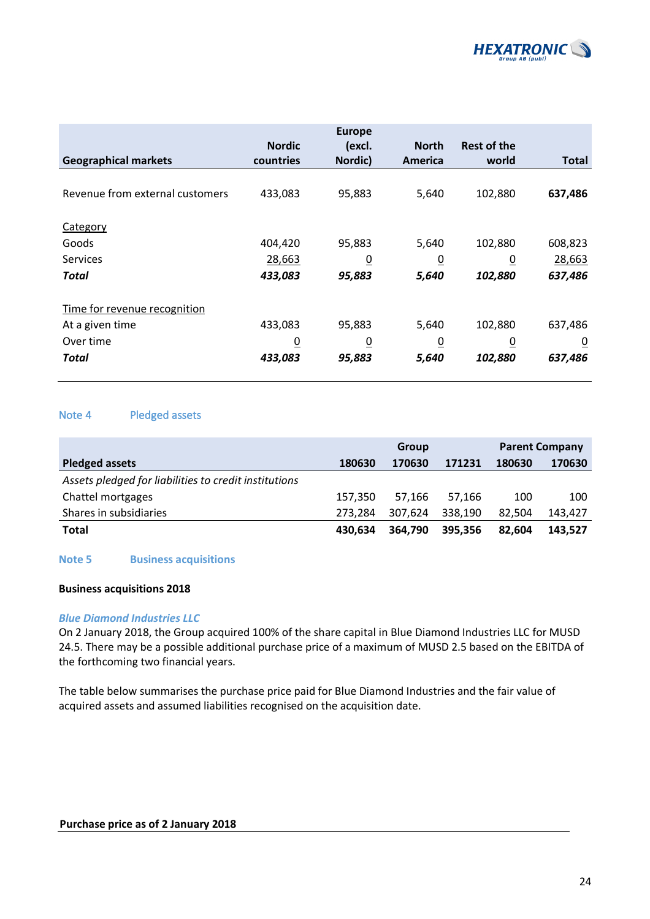| Geographical markets | Nordic countries | Europe (excl. Nordic) | North America | Rest of the world | Total |
|---|---|---|---|---|---|
| Revenue from external customers | 433,083 | 95,883 | 5,640 | 102,880 | **637,486** |
| Category | | | | | |
| Goods | 404,420 | 95,883 | 5,640 | 102,880 | 608,823 |
| Services | 28,663 | 0 | 0 | 0 | 28,663 |
| ***Total*** | ***433,083*** | ***95,883*** | ***5,640*** | ***102,880*** | ***637,486*** |
| Time for revenue recognition | | | | | |
| At a given time | 433,083 | 95,883 | 5,640 | 102,880 | 637,486 |
| Over time | 0 | 0 | 0 | 0 | 0 |
| ***Total*** | ***433,083*** | ***95,883*** | ***5,640*** | ***102,880*** | ***637,486*** |

## Note 4 Pledged assets

| | Group | | | Parent Company | |
|---|---|---|---|---|---|
| **Pledged assets** | **180630** | **170630** | **171231** | **180630** | **170630** |
| *Assets pledged for liabilities to credit institutions* | | | | | |
| Chattel mortgages | 157,350 | 57,166 | 57,166 | 100 | 100 |
| Shares in subsidiaries | 273,284 | 307,624 | 338,190 | 82,504 | 143,427 |
| **Total** | **430,634** | **364,790** | **395,356** | **82,604** | **143,527** |

## Note 5 Business acquisitions

**Business acquisitions 2018**

***Blue Diamond Industries LLC***

On 2 January 2018, the Group acquired 100% of the share capital in Blue Diamond Industries LLC for MUSD 24.5. There may be a possible additional purchase price of a maximum of MUSD 2.5 based on the EBITDA of the forthcoming two financial years.

The table below summarises the purchase price paid for Blue Diamond Industries and the fair value of acquired assets and assumed liabilities recognised on the acquisition date.

**Purchase price as of 2 January 2018**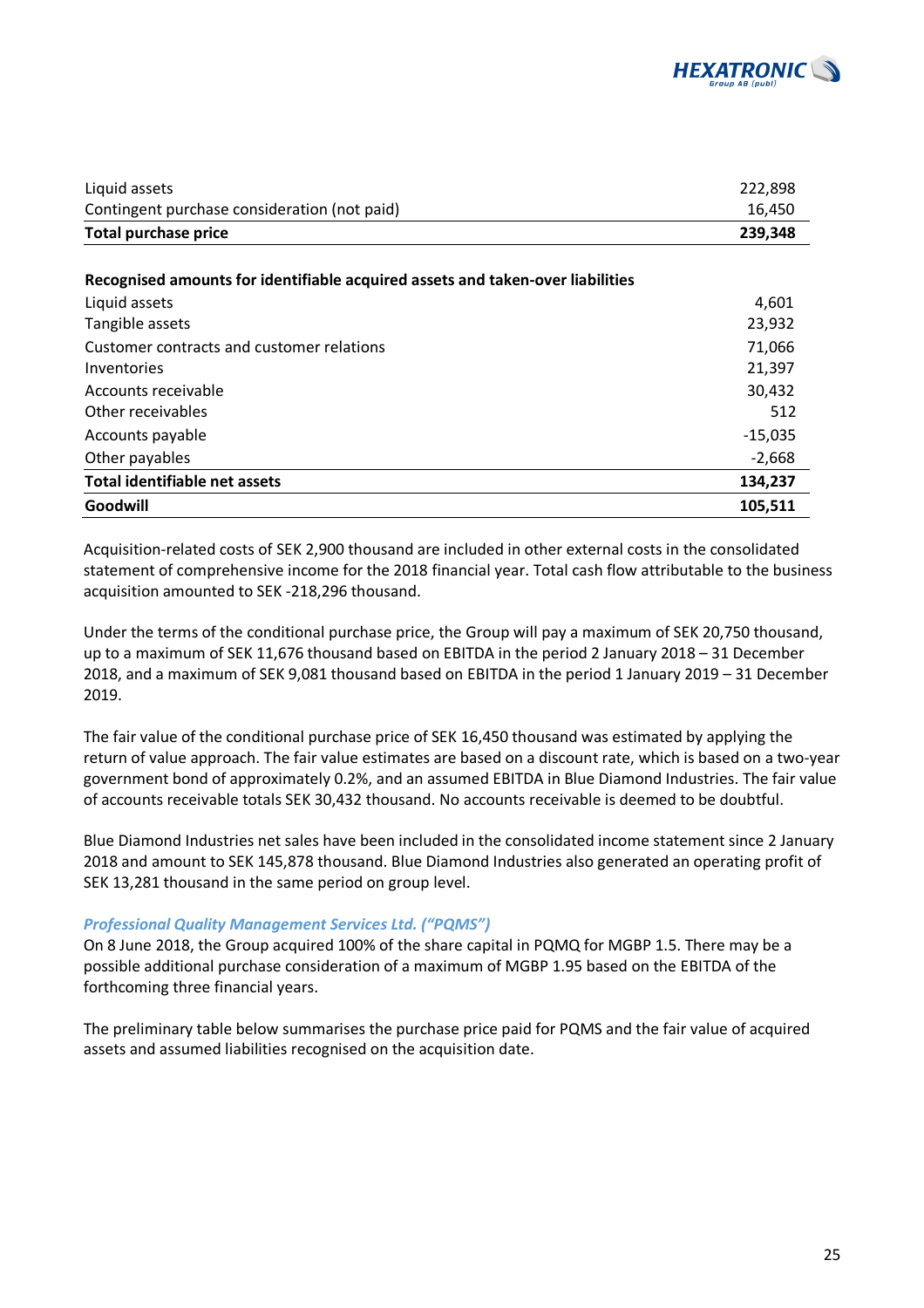| | |
|---|---|
| Liquid assets | 222,898 |
| Contingent purchase consideration (not paid) | 16,450 |
| **Total purchase price** | **239,348** |

| **Recognised amounts for identifiable acquired assets and taken-over liabilities** | |
|---|---|
| Liquid assets | 4,601 |
| Tangible assets | 23,932 |
| Customer contracts and customer relations | 71,066 |
| Inventories | 21,397 |
| Accounts receivable | 30,432 |
| Other receivables | 512 |
| Accounts payable | -15,035 |
| Other payables | -2,668 |
| **Total identifiable net assets** | **134,237** |
| **Goodwill** | **105,511** |

Acquisition-related costs of SEK 2,900 thousand are included in other external costs in the consolidated statement of comprehensive income for the 2018 financial year. Total cash flow attributable to the business acquisition amounted to SEK -218,296 thousand.

Under the terms of the conditional purchase price, the Group will pay a maximum of SEK 20,750 thousand, up to a maximum of SEK 11,676 thousand based on EBITDA in the period 2 January 2018 – 31 December 2018, and a maximum of SEK 9,081 thousand based on EBITDA in the period 1 January 2019 – 31 December 2019.

The fair value of the conditional purchase price of SEK 16,450 thousand was estimated by applying the return of value approach. The fair value estimates are based on a discount rate, which is based on a two-year government bond of approximately 0.2%, and an assumed EBITDA in Blue Diamond Industries. The fair value of accounts receivable totals SEK 30,432 thousand. No accounts receivable is deemed to be doubtful.

Blue Diamond Industries net sales have been included in the consolidated income statement since 2 January 2018 and amount to SEK 145,878 thousand. Blue Diamond Industries also generated an operating profit of SEK 13,281 thousand in the same period on group level.

### *Professional Quality Management Services Ltd. ("PQMS")*

On 8 June 2018, the Group acquired 100% of the share capital in PQMQ for MGBP 1.5. There may be a possible additional purchase consideration of a maximum of MGBP 1.95 based on the EBITDA of the forthcoming three financial years.

The preliminary table below summarises the purchase price paid for PQMS and the fair value of acquired assets and assumed liabilities recognised on the acquisition date.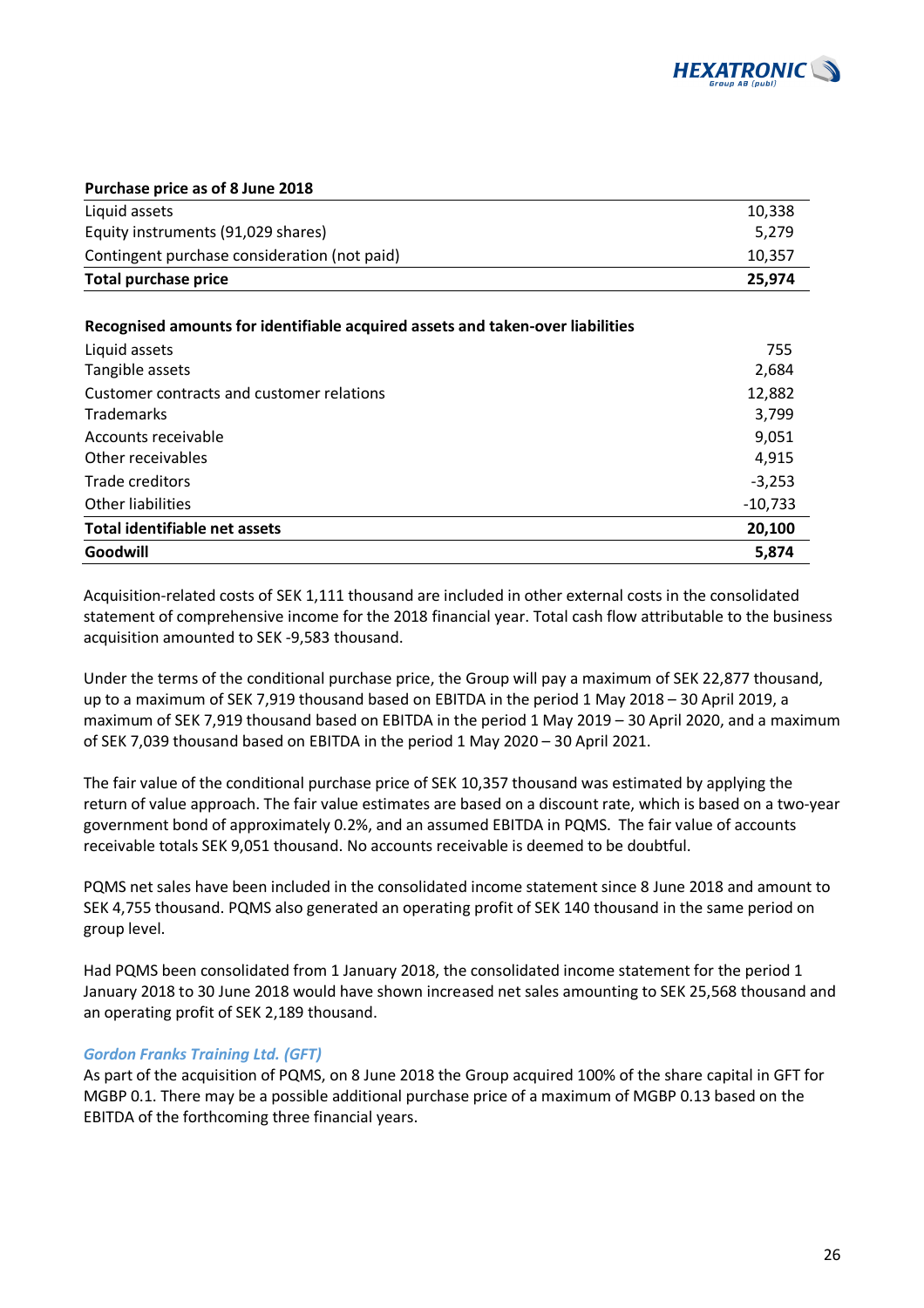| Purchase price as of 8 June 2018 | |
|---|---|
| Liquid assets | 10,338 |
| Equity instruments (91,029 shares) | 5,279 |
| Contingent purchase consideration (not paid) | 10,357 |
| **Total purchase price** | **25,974** |

| Recognised amounts for identifiable acquired assets and taken-over liabilities | |
|---|---|
| Liquid assets | 755 |
| Tangible assets | 2,684 |
| Customer contracts and customer relations | 12,882 |
| Trademarks | 3,799 |
| Accounts receivable | 9,051 |
| Other receivables | 4,915 |
| Trade creditors | -3,253 |
| Other liabilities | -10,733 |
| **Total identifiable net assets** | **20,100** |
| **Goodwill** | **5,874** |

Acquisition-related costs of SEK 1,111 thousand are included in other external costs in the consolidated statement of comprehensive income for the 2018 financial year. Total cash flow attributable to the business acquisition amounted to SEK -9,583 thousand.

Under the terms of the conditional purchase price, the Group will pay a maximum of SEK 22,877 thousand, up to a maximum of SEK 7,919 thousand based on EBITDA in the period 1 May 2018 – 30 April 2019, a maximum of SEK 7,919 thousand based on EBITDA in the period 1 May 2019 – 30 April 2020, and a maximum of SEK 7,039 thousand based on EBITDA in the period 1 May 2020 – 30 April 2021.

The fair value of the conditional purchase price of SEK 10,357 thousand was estimated by applying the return of value approach. The fair value estimates are based on a discount rate, which is based on a two-year government bond of approximately 0.2%, and an assumed EBITDA in PQMS. The fair value of accounts receivable totals SEK 9,051 thousand. No accounts receivable is deemed to be doubtful.

PQMS net sales have been included in the consolidated income statement since 8 June 2018 and amount to SEK 4,755 thousand. PQMS also generated an operating profit of SEK 140 thousand in the same period on group level.

Had PQMS been consolidated from 1 January 2018, the consolidated income statement for the period 1 January 2018 to 30 June 2018 would have shown increased net sales amounting to SEK 25,568 thousand and an operating profit of SEK 2,189 thousand.

### *Gordon Franks Training Ltd. (GFT)*

As part of the acquisition of PQMS, on 8 June 2018 the Group acquired 100% of the share capital in GFT for MGBP 0.1. There may be a possible additional purchase price of a maximum of MGBP 0.13 based on the EBITDA of the forthcoming three financial years.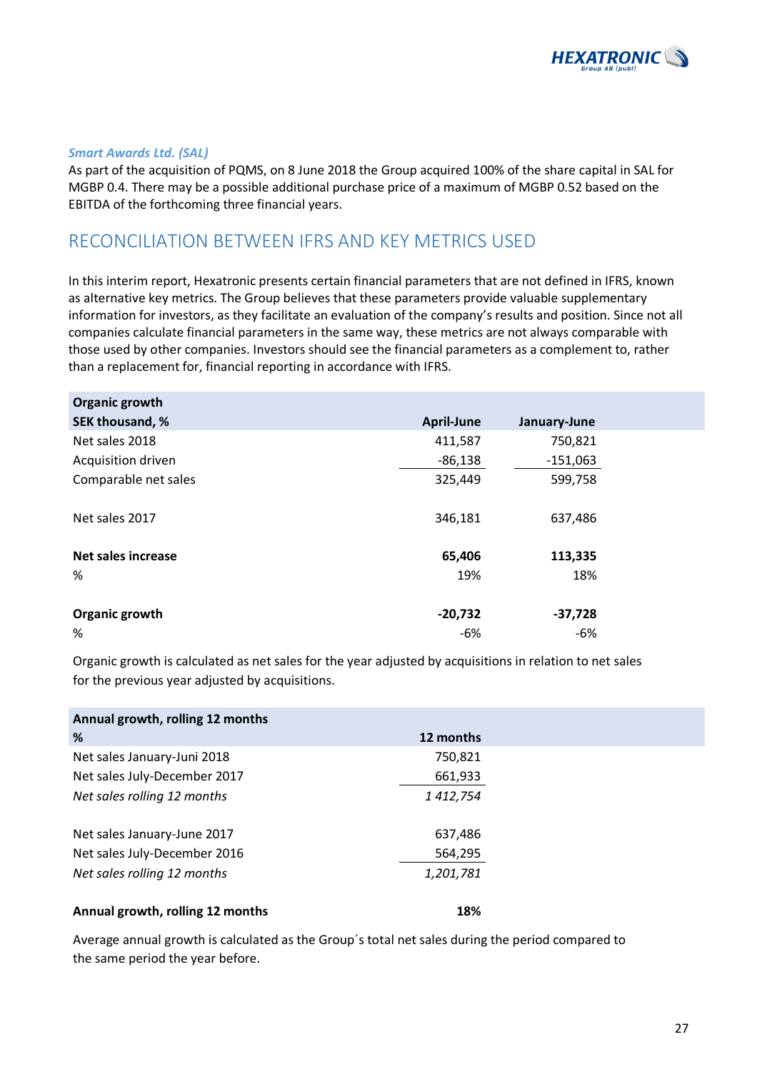### *Smart Awards Ltd. (SAL)*

As part of the acquisition of PQMS, on 8 June 2018 the Group acquired 100% of the share capital in SAL for MGBP 0.4. There may be a possible additional purchase price of a maximum of MGBP 0.52 based on the EBITDA of the forthcoming three financial years.

## RECONCILIATION BETWEEN IFRS AND KEY METRICS USED

In this interim report, Hexatronic presents certain financial parameters that are not defined in IFRS, known as alternative key metrics. The Group believes that these parameters provide valuable supplementary information for investors, as they facilitate an evaluation of the company's results and position. Since not all companies calculate financial parameters in the same way, these metrics are not always comparable with those used by other companies. Investors should see the financial parameters as a complement to, rather than a replacement for, financial reporting in accordance with IFRS.

| **Organic growth**<br>**SEK thousand, %** | **April-June** | **January-June** |
|---|---|---|
| Net sales 2018 | 411,587 | 750,821 |
| Acquisition driven | -86,138 | -151,063 |
| Comparable net sales | 325,449 | 599,758 |
| | | |
| Net sales 2017 | 346,181 | 637,486 |
| | | |
| **Net sales increase** | **65,406** | **113,335** |
| % | 19% | 18% |
| | | |
| **Organic growth** | **-20,732** | **-37,728** |
| % | -6% | -6% |

Organic growth is calculated as net sales for the year adjusted by acquisitions in relation to net sales for the previous year adjusted by acquisitions.

| **Annual growth, rolling 12 months**<br>**%** | **12 months** |
|---|---|
| Net sales January-Juni 2018 | 750,821 |
| Net sales July-December 2017 | 661,933 |
| *Net sales rolling 12 months* | *1 412,754* |
| | |
| Net sales January-June 2017 | 637,486 |
| Net sales July-December 2016 | 564,295 |
| *Net sales rolling 12 months* | *1,201,781* |
| | |
| **Annual growth, rolling 12 months** | **18%** |

Average annual growth is calculated as the Group´s total net sales during the period compared to the same period the year before.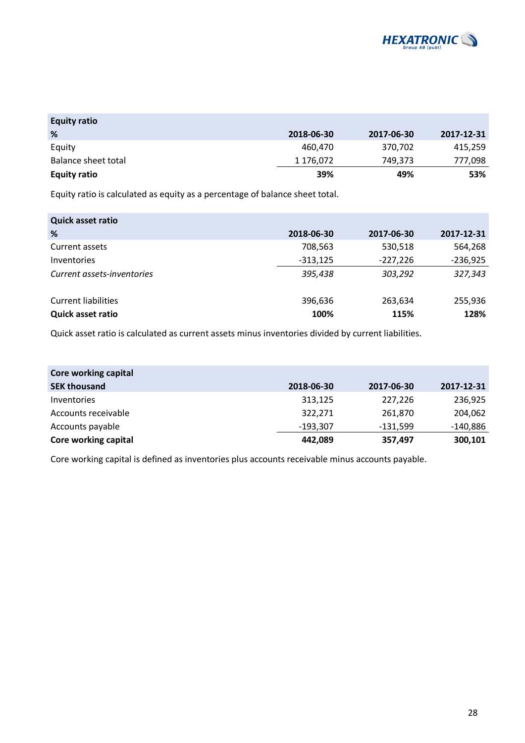| Equity ratio | | | |
|---|---|---|---|
| **%** | **2018-06-30** | **2017-06-30** | **2017-12-31** |
| Equity | 460,470 | 370,702 | 415,259 |
| Balance sheet total | 1 176,072 | 749,373 | 777,098 |
| **Equity ratio** | **39%** | **49%** | **53%** |

Equity ratio is calculated as equity as a percentage of balance sheet total.

| Quick asset ratio | | | |
|---|---|---|---|
| **%** | **2018-06-30** | **2017-06-30** | **2017-12-31** |
| Current assets | 708,563 | 530,518 | 564,268 |
| Inventories | -313,125 | -227,226 | -236,925 |
| *Current assets-inventories* | *395,438* | *303,292* | *327,343* |
| | | | |
| Current liabilities | 396,636 | 263,634 | 255,936 |
| **Quick asset ratio** | **100%** | **115%** | **128%** |

Quick asset ratio is calculated as current assets minus inventories divided by current liabilities.

| Core working capital | | | |
|---|---|---|---|
| **SEK thousand** | **2018-06-30** | **2017-06-30** | **2017-12-31** |
| Inventories | 313,125 | 227,226 | 236,925 |
| Accounts receivable | 322,271 | 261,870 | 204,062 |
| Accounts payable | -193,307 | -131,599 | -140,886 |
| **Core working capital** | **442,089** | **357,497** | **300,101** |

Core working capital is defined as inventories plus accounts receivable minus accounts payable.